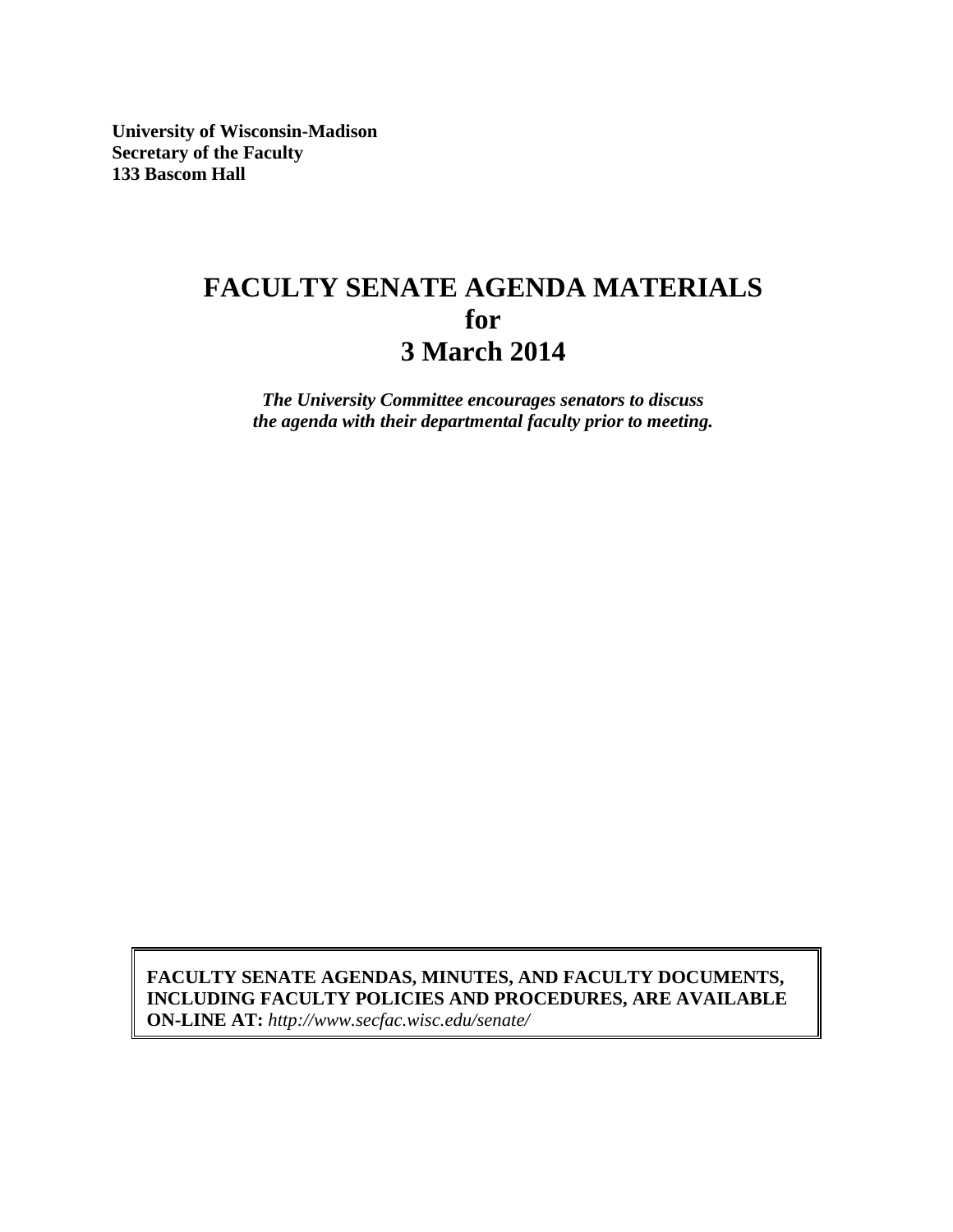**University of Wisconsin-Madison**
**Secretary of the Faculty**
**133 Bascom Hall**

# FACULTY SENATE AGENDA MATERIALS for 3 March 2014

***The University Committee encourages senators to discuss the agenda with their departmental faculty prior to meeting.***

**FACULTY SENATE AGENDAS, MINUTES, AND FACULTY DOCUMENTS, INCLUDING FACULTY POLICIES AND PROCEDURES, ARE AVAILABLE ON-LINE AT:** *http://www.secfac.wisc.edu/senate/*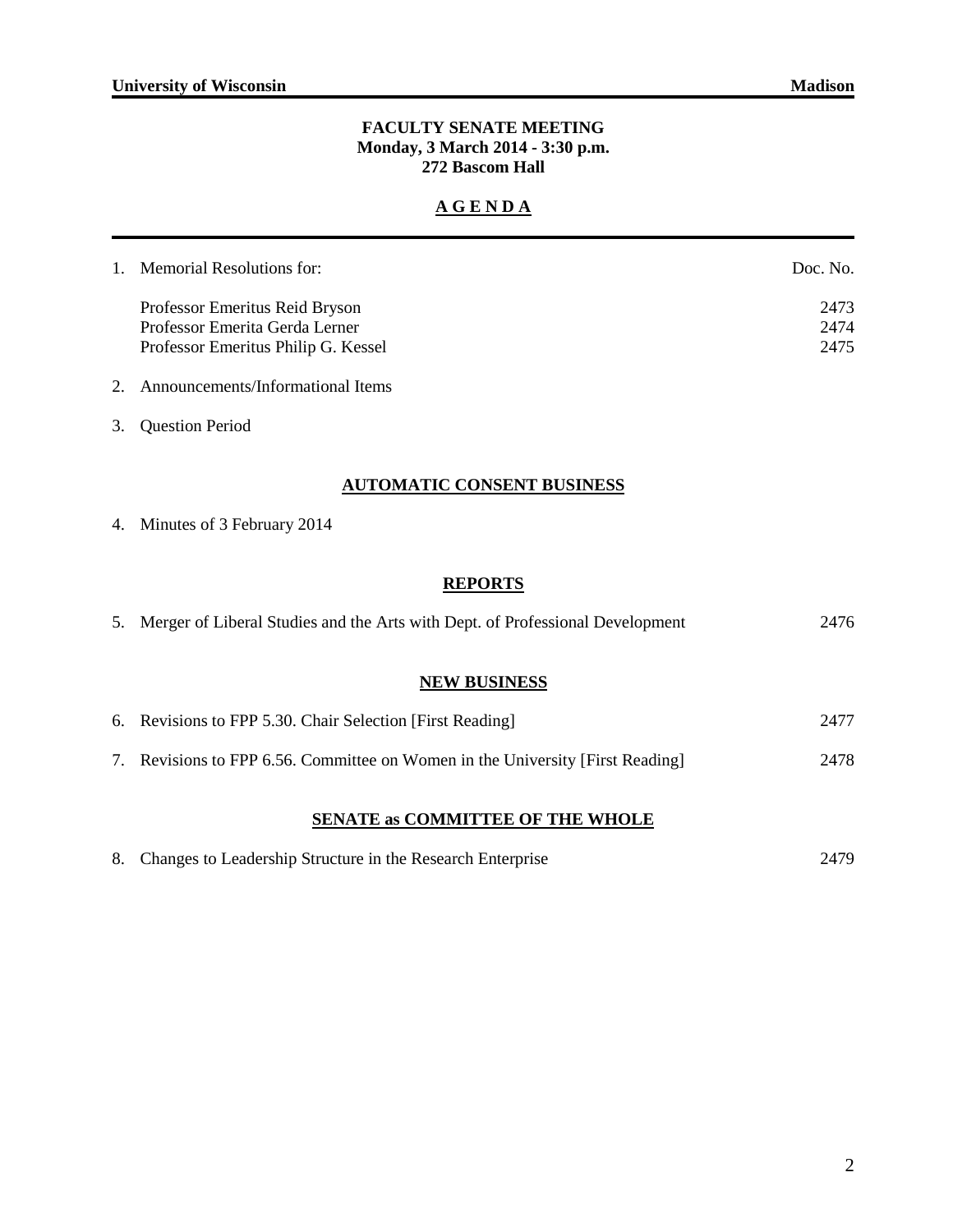**University of Wisconsin** **Madison**

# FACULTY SENATE MEETING
**Monday, 3 March 2014 - 3:30 p.m.**
**272 Bascom Hall**

## A G E N D A

| | | Doc. No. |
|---|---|---|
| 1. | Memorial Resolutions for: | |
| | Professor Emeritus Reid Bryson | 2473 |
| | Professor Emerita Gerda Lerner | 2474 |
| | Professor Emeritus Philip G. Kessel | 2475 |
| 2. | Announcements/Informational Items | |
| 3. | Question Period | |

### AUTOMATIC CONSENT BUSINESS

| | | |
|---|---|---|
| 4. | Minutes of 3 February 2014 | |

### REPORTS

| | | |
|---|---|---|
| 5. | Merger of Liberal Studies and the Arts with Dept. of Professional Development | 2476 |

### NEW BUSINESS

| | | |
|---|---|---|
| 6. | Revisions to FPP 5.30. Chair Selection [First Reading] | 2477 |
| 7. | Revisions to FPP 6.56. Committee on Women in the University [First Reading] | 2478 |

### SENATE as COMMITTEE OF THE WHOLE

| | | |
|---|---|---|
| 8. | Changes to Leadership Structure in the Research Enterprise | 2479 |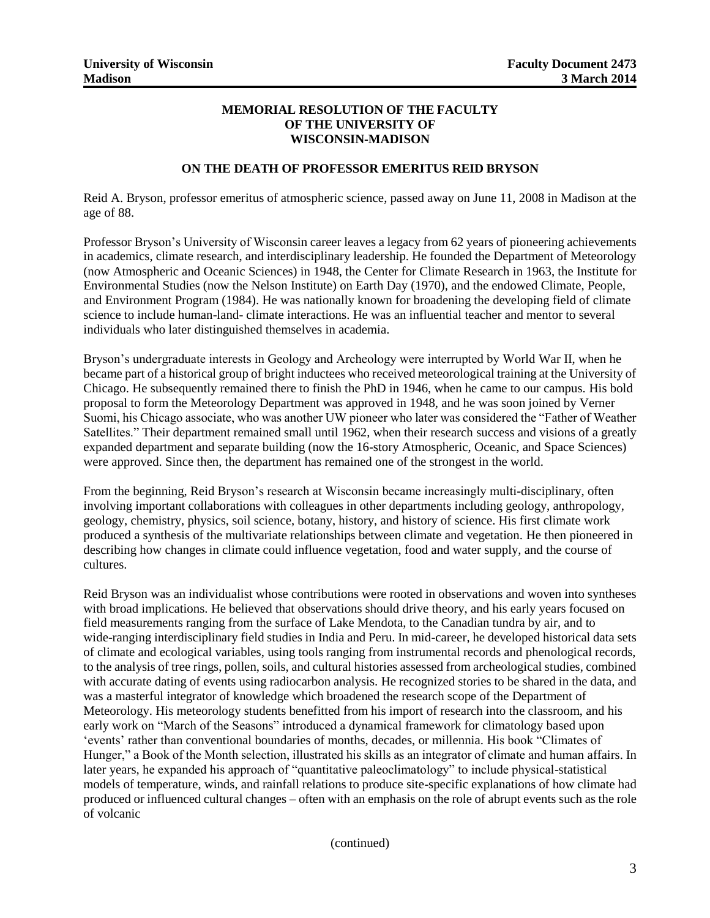**University of Wisconsin**
**Madison**

**Faculty Document 2473**
**3 March 2014**

## MEMORIAL RESOLUTION OF THE FACULTY OF THE UNIVERSITY OF WISCONSIN-MADISON

### ON THE DEATH OF PROFESSOR EMERITUS REID BRYSON

Reid A. Bryson, professor emeritus of atmospheric science, passed away on June 11, 2008 in Madison at the age of 88.

Professor Bryson's University of Wisconsin career leaves a legacy from 62 years of pioneering achievements in academics, climate research, and interdisciplinary leadership. He founded the Department of Meteorology (now Atmospheric and Oceanic Sciences) in 1948, the Center for Climate Research in 1963, the Institute for Environmental Studies (now the Nelson Institute) on Earth Day (1970), and the endowed Climate, People, and Environment Program (1984). He was nationally known for broadening the developing field of climate science to include human-land- climate interactions. He was an influential teacher and mentor to several individuals who later distinguished themselves in academia.

Bryson's undergraduate interests in Geology and Archeology were interrupted by World War II, when he became part of a historical group of bright inductees who received meteorological training at the University of Chicago. He subsequently remained there to finish the PhD in 1946, when he came to our campus. His bold proposal to form the Meteorology Department was approved in 1948, and he was soon joined by Verner Suomi, his Chicago associate, who was another UW pioneer who later was considered the "Father of Weather Satellites." Their department remained small until 1962, when their research success and visions of a greatly expanded department and separate building (now the 16-story Atmospheric, Oceanic, and Space Sciences) were approved. Since then, the department has remained one of the strongest in the world.

From the beginning, Reid Bryson's research at Wisconsin became increasingly multi-disciplinary, often involving important collaborations with colleagues in other departments including geology, anthropology, geology, chemistry, physics, soil science, botany, history, and history of science. His first climate work produced a synthesis of the multivariate relationships between climate and vegetation. He then pioneered in describing how changes in climate could influence vegetation, food and water supply, and the course of cultures.

Reid Bryson was an individualist whose contributions were rooted in observations and woven into syntheses with broad implications. He believed that observations should drive theory, and his early years focused on field measurements ranging from the surface of Lake Mendota, to the Canadian tundra by air, and to wide-ranging interdisciplinary field studies in India and Peru. In mid-career, he developed historical data sets of climate and ecological variables, using tools ranging from instrumental records and phenological records, to the analysis of tree rings, pollen, soils, and cultural histories assessed from archeological studies, combined with accurate dating of events using radiocarbon analysis. He recognized stories to be shared in the data, and was a masterful integrator of knowledge which broadened the research scope of the Department of Meteorology. His meteorology students benefitted from his import of research into the classroom, and his early work on "March of the Seasons" introduced a dynamical framework for climatology based upon 'events' rather than conventional boundaries of months, decades, or millennia. His book "Climates of Hunger," a Book of the Month selection, illustrated his skills as an integrator of climate and human affairs. In later years, he expanded his approach of "quantitative paleoclimatology" to include physical-statistical models of temperature, winds, and rainfall relations to produce site-specific explanations of how climate had produced or influenced cultural changes – often with an emphasis on the role of abrupt events such as the role of volcanic

(continued)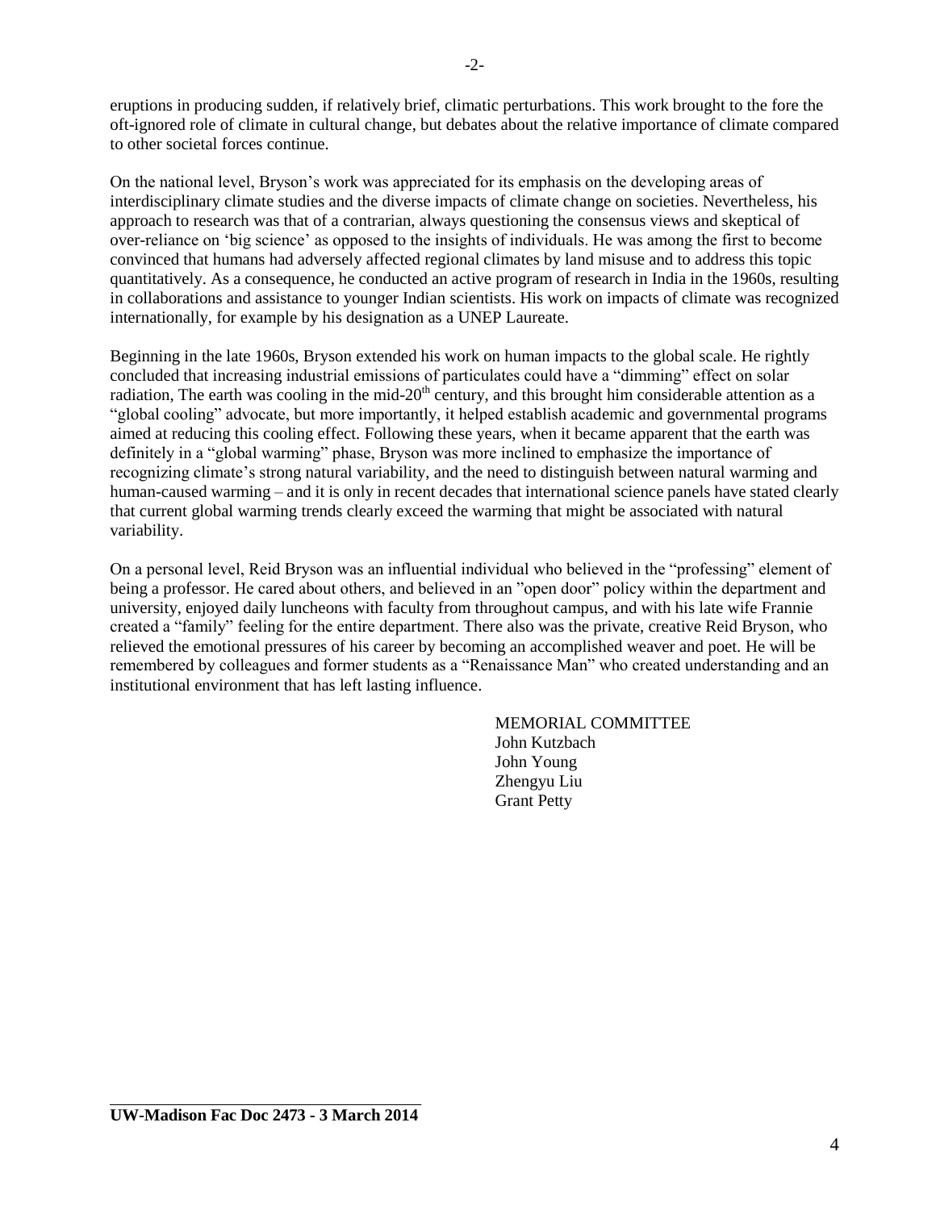eruptions in producing sudden, if relatively brief, climatic perturbations. This work brought to the fore the oft-ignored role of climate in cultural change, but debates about the relative importance of climate compared to other societal forces continue.

On the national level, Bryson's work was appreciated for its emphasis on the developing areas of interdisciplinary climate studies and the diverse impacts of climate change on societies. Nevertheless, his approach to research was that of a contrarian, always questioning the consensus views and skeptical of over-reliance on 'big science' as opposed to the insights of individuals. He was among the first to become convinced that humans had adversely affected regional climates by land misuse and to address this topic quantitatively. As a consequence, he conducted an active program of research in India in the 1960s, resulting in collaborations and assistance to younger Indian scientists. His work on impacts of climate was recognized internationally, for example by his designation as a UNEP Laureate.

Beginning in the late 1960s, Bryson extended his work on human impacts to the global scale. He rightly concluded that increasing industrial emissions of particulates could have a "dimming" effect on solar radiation, The earth was cooling in the mid-20th century, and this brought him considerable attention as a "global cooling" advocate, but more importantly, it helped establish academic and governmental programs aimed at reducing this cooling effect. Following these years, when it became apparent that the earth was definitely in a "global warming" phase, Bryson was more inclined to emphasize the importance of recognizing climate's strong natural variability, and the need to distinguish between natural warming and human-caused warming – and it is only in recent decades that international science panels have stated clearly that current global warming trends clearly exceed the warming that might be associated with natural variability.

On a personal level, Reid Bryson was an influential individual who believed in the "professing" element of being a professor. He cared about others, and believed in an "open door" policy within the department and university, enjoyed daily luncheons with faculty from throughout campus, and with his late wife Frannie created a "family" feeling for the entire department. There also was the private, creative Reid Bryson, who relieved the emotional pressures of his career by becoming an accomplished weaver and poet. He will be remembered by colleagues and former students as a "Renaissance Man" who created understanding and an institutional environment that has left lasting influence.

MEMORIAL COMMITTEE
John Kutzbach
John Young
Zhengyu Liu
Grant Petty

**UW-Madison Fac Doc 2473 - 3 March 2014**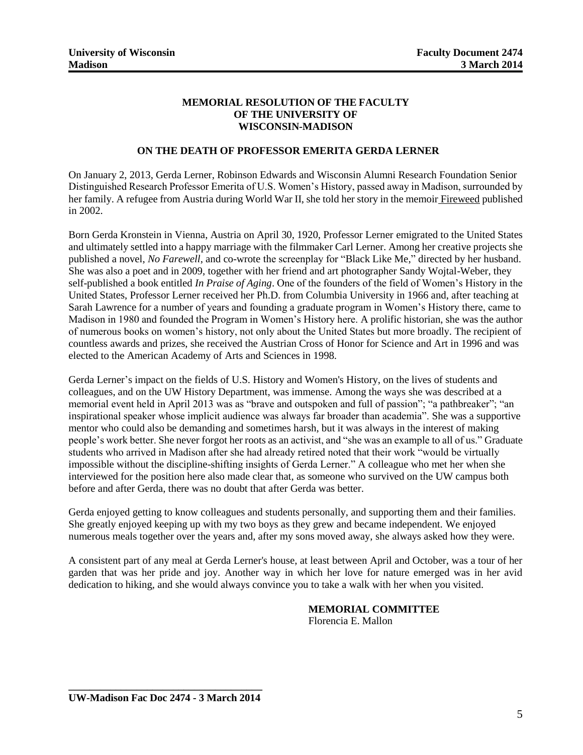**MEMORIAL RESOLUTION OF THE FACULTY OF THE UNIVERSITY OF WISCONSIN-MADISON**

**ON THE DEATH OF PROFESSOR EMERITA GERDA LERNER**

On January 2, 2013, Gerda Lerner, Robinson Edwards and Wisconsin Alumni Research Foundation Senior Distinguished Research Professor Emerita of U.S. Women's History, passed away in Madison, surrounded by her family. A refugee from Austria during World War II, she told her story in the memoir Fireweed published in 2002.

Born Gerda Kronstein in Vienna, Austria on April 30, 1920, Professor Lerner emigrated to the United States and ultimately settled into a happy marriage with the filmmaker Carl Lerner. Among her creative projects she published a novel, *No Farewell*, and co-wrote the screenplay for "Black Like Me," directed by her husband. She was also a poet and in 2009, together with her friend and art photographer Sandy Wojtal-Weber, they self-published a book entitled *In Praise of Aging*. One of the founders of the field of Women's History in the United States, Professor Lerner received her Ph.D. from Columbia University in 1966 and, after teaching at Sarah Lawrence for a number of years and founding a graduate program in Women's History there, came to Madison in 1980 and founded the Program in Women's History here. A prolific historian, she was the author of numerous books on women's history, not only about the United States but more broadly. The recipient of countless awards and prizes, she received the Austrian Cross of Honor for Science and Art in 1996 and was elected to the American Academy of Arts and Sciences in 1998.

Gerda Lerner's impact on the fields of U.S. History and Women's History, on the lives of students and colleagues, and on the UW History Department, was immense. Among the ways she was described at a memorial event held in April 2013 was as "brave and outspoken and full of passion"; "a pathbreaker"; "an inspirational speaker whose implicit audience was always far broader than academia". She was a supportive mentor who could also be demanding and sometimes harsh, but it was always in the interest of making people's work better. She never forgot her roots as an activist, and "she was an example to all of us." Graduate students who arrived in Madison after she had already retired noted that their work "would be virtually impossible without the discipline-shifting insights of Gerda Lerner." A colleague who met her when she interviewed for the position here also made clear that, as someone who survived on the UW campus both before and after Gerda, there was no doubt that after Gerda was better.

Gerda enjoyed getting to know colleagues and students personally, and supporting them and their families. She greatly enjoyed keeping up with my two boys as they grew and became independent. We enjoyed numerous meals together over the years and, after my sons moved away, she always asked how they were.

A consistent part of any meal at Gerda Lerner's house, at least between April and October, was a tour of her garden that was her pride and joy. Another way in which her love for nature emerged was in her avid dedication to hiking, and she would always convince you to take a walk with her when you visited.

**MEMORIAL COMMITTEE**
Florencia E. Mallon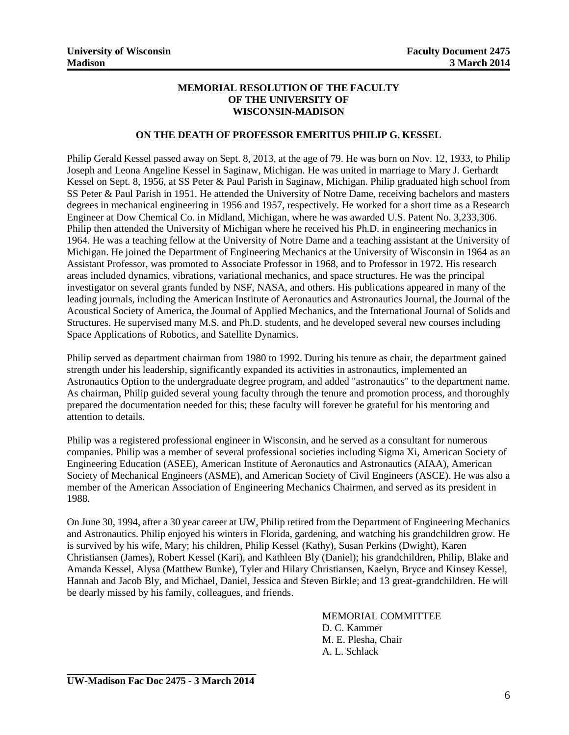**MEMORIAL RESOLUTION OF THE FACULTY OF THE UNIVERSITY OF WISCONSIN-MADISON**

**ON THE DEATH OF PROFESSOR EMERITUS PHILIP G. KESSEL**

Philip Gerald Kessel passed away on Sept. 8, 2013, at the age of 79. He was born on Nov. 12, 1933, to Philip Joseph and Leona Angeline Kessel in Saginaw, Michigan. He was united in marriage to Mary J. Gerhardt Kessel on Sept. 8, 1956, at SS Peter & Paul Parish in Saginaw, Michigan. Philip graduated high school from SS Peter & Paul Parish in 1951. He attended the University of Notre Dame, receiving bachelors and masters degrees in mechanical engineering in 1956 and 1957, respectively. He worked for a short time as a Research Engineer at Dow Chemical Co. in Midland, Michigan, where he was awarded U.S. Patent No. 3,233,306. Philip then attended the University of Michigan where he received his Ph.D. in engineering mechanics in 1964. He was a teaching fellow at the University of Notre Dame and a teaching assistant at the University of Michigan. He joined the Department of Engineering Mechanics at the University of Wisconsin in 1964 as an Assistant Professor, was promoted to Associate Professor in 1968, and to Professor in 1972. His research areas included dynamics, vibrations, variational mechanics, and space structures. He was the principal investigator on several grants funded by NSF, NASA, and others. His publications appeared in many of the leading journals, including the American Institute of Aeronautics and Astronautics Journal, the Journal of the Acoustical Society of America, the Journal of Applied Mechanics, and the International Journal of Solids and Structures. He supervised many M.S. and Ph.D. students, and he developed several new courses including Space Applications of Robotics, and Satellite Dynamics.

Philip served as department chairman from 1980 to 1992. During his tenure as chair, the department gained strength under his leadership, significantly expanded its activities in astronautics, implemented an Astronautics Option to the undergraduate degree program, and added "astronautics" to the department name. As chairman, Philip guided several young faculty through the tenure and promotion process, and thoroughly prepared the documentation needed for this; these faculty will forever be grateful for his mentoring and attention to details.

Philip was a registered professional engineer in Wisconsin, and he served as a consultant for numerous companies. Philip was a member of several professional societies including Sigma Xi, American Society of Engineering Education (ASEE), American Institute of Aeronautics and Astronautics (AIAA), American Society of Mechanical Engineers (ASME), and American Society of Civil Engineers (ASCE). He was also a member of the American Association of Engineering Mechanics Chairmen, and served as its president in 1988.

On June 30, 1994, after a 30 year career at UW, Philip retired from the Department of Engineering Mechanics and Astronautics. Philip enjoyed his winters in Florida, gardening, and watching his grandchildren grow. He is survived by his wife, Mary; his children, Philip Kessel (Kathy), Susan Perkins (Dwight), Karen Christiansen (James), Robert Kessel (Kari), and Kathleen Bly (Daniel); his grandchildren, Philip, Blake and Amanda Kessel, Alysa (Matthew Bunke), Tyler and Hilary Christiansen, Kaelyn, Bryce and Kinsey Kessel, Hannah and Jacob Bly, and Michael, Daniel, Jessica and Steven Birkle; and 13 great-grandchildren. He will be dearly missed by his family, colleagues, and friends.

MEMORIAL COMMITTEE
D. C. Kammer
M. E. Plesha, Chair
A. L. Schlack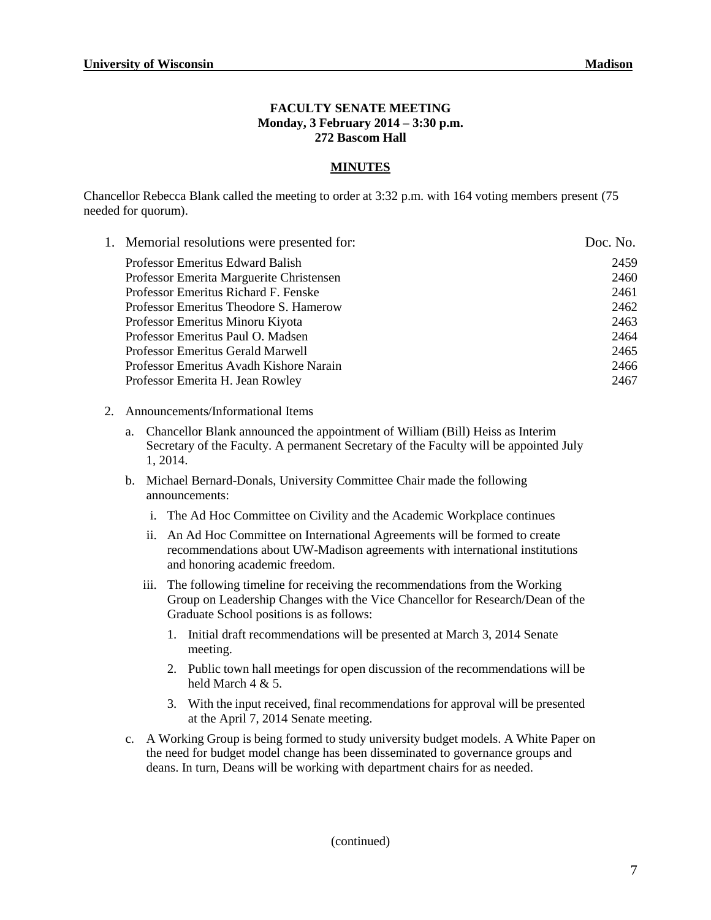**FACULTY SENATE MEETING**
**Monday, 3 February 2014 – 3:30 p.m.**
**272 Bascom Hall**

**MINUTES**

Chancellor Rebecca Blank called the meeting to order at 3:32 p.m. with 164 voting members present (75 needed for quorum).

1. Memorial resolutions were presented for:

| | Doc. No. |
|---|---|
| Professor Emeritus Edward Balish | 2459 |
| Professor Emerita Marguerite Christensen | 2460 |
| Professor Emeritus Richard F. Fenske | 2461 |
| Professor Emeritus Theodore S. Hamerow | 2462 |
| Professor Emeritus Minoru Kiyota | 2463 |
| Professor Emeritus Paul O. Madsen | 2464 |
| Professor Emeritus Gerald Marwell | 2465 |
| Professor Emeritus Avadh Kishore Narain | 2466 |
| Professor Emerita H. Jean Rowley | 2467 |

2. Announcements/Informational Items

   a. Chancellor Blank announced the appointment of William (Bill) Heiss as Interim Secretary of the Faculty. A permanent Secretary of the Faculty will be appointed July 1, 2014.

   b. Michael Bernard-Donals, University Committee Chair made the following announcements:

      i. The Ad Hoc Committee on Civility and the Academic Workplace continues

      ii. An Ad Hoc Committee on International Agreements will be formed to create recommendations about UW-Madison agreements with international institutions and honoring academic freedom.

      iii. The following timeline for receiving the recommendations from the Working Group on Leadership Changes with the Vice Chancellor for Research/Dean of the Graduate School positions is as follows:

         1. Initial draft recommendations will be presented at March 3, 2014 Senate meeting.

         2. Public town hall meetings for open discussion of the recommendations will be held March 4 & 5.

         3. With the input received, final recommendations for approval will be presented at the April 7, 2014 Senate meeting.

   c. A Working Group is being formed to study university budget models. A White Paper on the need for budget model change has been disseminated to governance groups and deans. In turn, Deans will be working with department chairs for as needed.

(continued)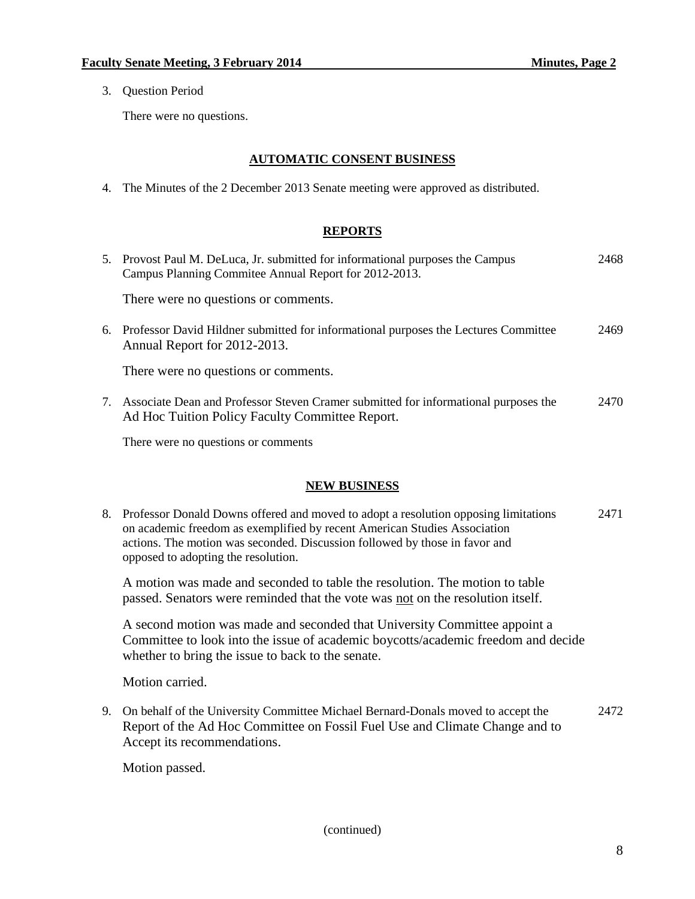3. Question Period

   There were no questions.

## AUTOMATIC CONSENT BUSINESS

4. The Minutes of the 2 December 2013 Senate meeting were approved as distributed.

## REPORTS

5. Provost Paul M. DeLuca, Jr. submitted for informational purposes the Campus Campus Planning Commitee Annual Report for 2012-2013. 2468

   There were no questions or comments.

6. Professor David Hildner submitted for informational purposes the Lectures Committee Annual Report for 2012-2013. 2469

   There were no questions or comments.

7. Associate Dean and Professor Steven Cramer submitted for informational purposes the Ad Hoc Tuition Policy Faculty Committee Report. 2470

   There were no questions or comments

## NEW BUSINESS

8. Professor Donald Downs offered and moved to adopt a resolution opposing limitations on academic freedom as exemplified by recent American Studies Association actions. The motion was seconded. Discussion followed by those in favor and opposed to adopting the resolution. 2471

   A motion was made and seconded to table the resolution. The motion to table passed. Senators were reminded that the vote was not on the resolution itself.

   A second motion was made and seconded that University Committee appoint a Committee to look into the issue of academic boycotts/academic freedom and decide whether to bring the issue to back to the senate.

   Motion carried.

9. On behalf of the University Committee Michael Bernard-Donals moved to accept the Report of the Ad Hoc Committee on Fossil Fuel Use and Climate Change and to Accept its recommendations. 2472

   Motion passed.

(continued)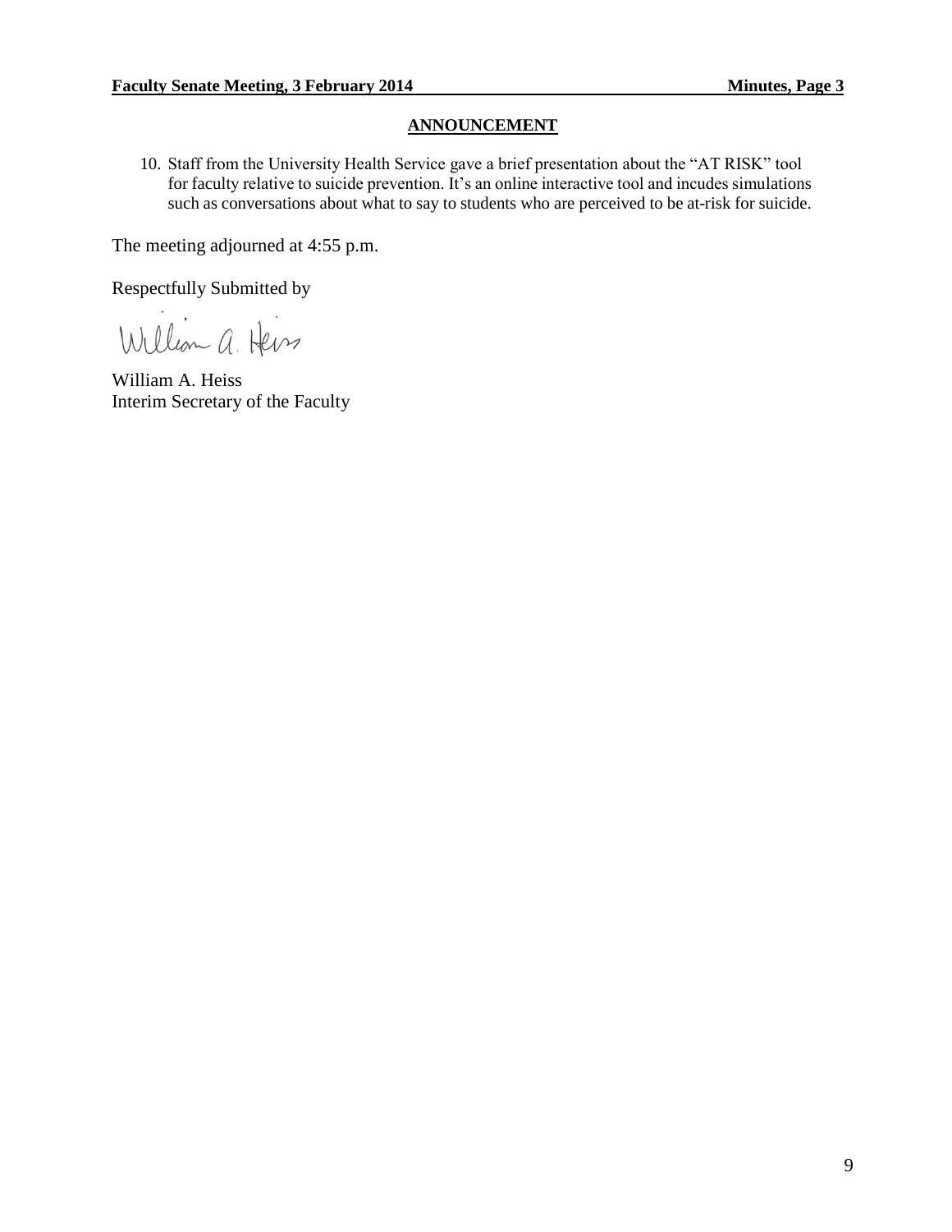## ANNOUNCEMENT

10. Staff from the University Health Service gave a brief presentation about the "AT RISK" tool for faculty relative to suicide prevention. It's an online interactive tool and incudes simulations such as conversations about what to say to students who are perceived to be at-risk for suicide.

The meeting adjourned at 4:55 p.m.

Respectfully Submitted by

William A. Heiss
Interim Secretary of the Faculty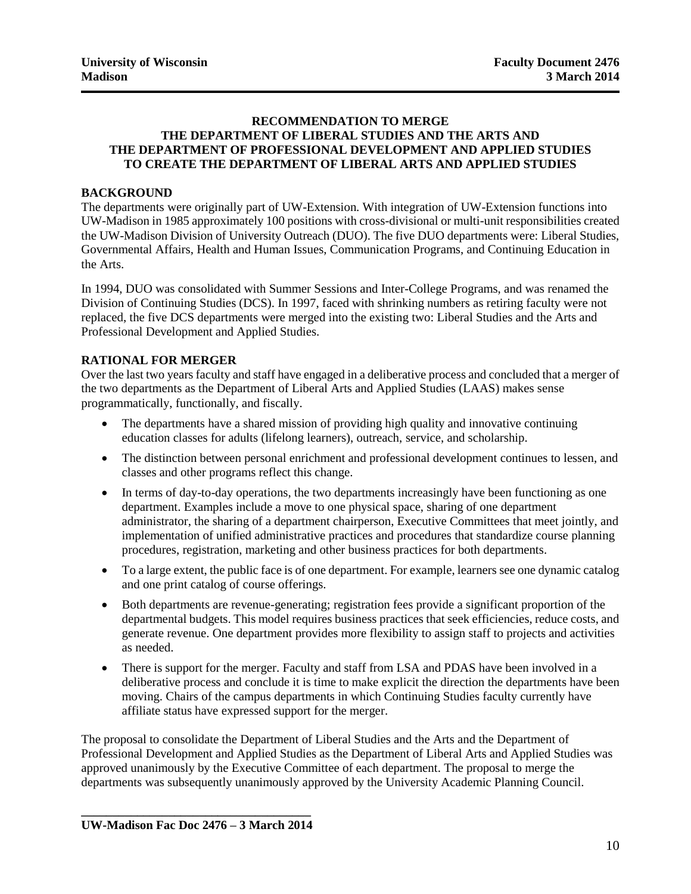**University of Wisconsin Madison** | **Faculty Document 2476 3 March 2014**

# RECOMMENDATION TO MERGE THE DEPARTMENT OF LIBERAL STUDIES AND THE ARTS AND THE DEPARTMENT OF PROFESSIONAL DEVELOPMENT AND APPLIED STUDIES TO CREATE THE DEPARTMENT OF LIBERAL ARTS AND APPLIED STUDIES

## BACKGROUND

The departments were originally part of UW-Extension. With integration of UW-Extension functions into UW-Madison in 1985 approximately 100 positions with cross-divisional or multi-unit responsibilities created the UW-Madison Division of University Outreach (DUO). The five DUO departments were: Liberal Studies, Governmental Affairs, Health and Human Issues, Communication Programs, and Continuing Education in the Arts.

In 1994, DUO was consolidated with Summer Sessions and Inter-College Programs, and was renamed the Division of Continuing Studies (DCS). In 1997, faced with shrinking numbers as retiring faculty were not replaced, the five DCS departments were merged into the existing two: Liberal Studies and the Arts and Professional Development and Applied Studies.

## RATIONAL FOR MERGER

Over the last two years faculty and staff have engaged in a deliberative process and concluded that a merger of the two departments as the Department of Liberal Arts and Applied Studies (LAAS) makes sense programmatically, functionally, and fiscally.

- The departments have a shared mission of providing high quality and innovative continuing education classes for adults (lifelong learners), outreach, service, and scholarship.
- The distinction between personal enrichment and professional development continues to lessen, and classes and other programs reflect this change.
- In terms of day-to-day operations, the two departments increasingly have been functioning as one department. Examples include a move to one physical space, sharing of one department administrator, the sharing of a department chairperson, Executive Committees that meet jointly, and implementation of unified administrative practices and procedures that standardize course planning procedures, registration, marketing and other business practices for both departments.
- To a large extent, the public face is of one department. For example, learners see one dynamic catalog and one print catalog of course offerings.
- Both departments are revenue-generating; registration fees provide a significant proportion of the departmental budgets. This model requires business practices that seek efficiencies, reduce costs, and generate revenue. One department provides more flexibility to assign staff to projects and activities as needed.
- There is support for the merger. Faculty and staff from LSA and PDAS have been involved in a deliberative process and conclude it is time to make explicit the direction the departments have been moving. Chairs of the campus departments in which Continuing Studies faculty currently have affiliate status have expressed support for the merger.

The proposal to consolidate the Department of Liberal Studies and the Arts and the Department of Professional Development and Applied Studies as the Department of Liberal Arts and Applied Studies was approved unanimously by the Executive Committee of each department. The proposal to merge the departments was subsequently unanimously approved by the University Academic Planning Council.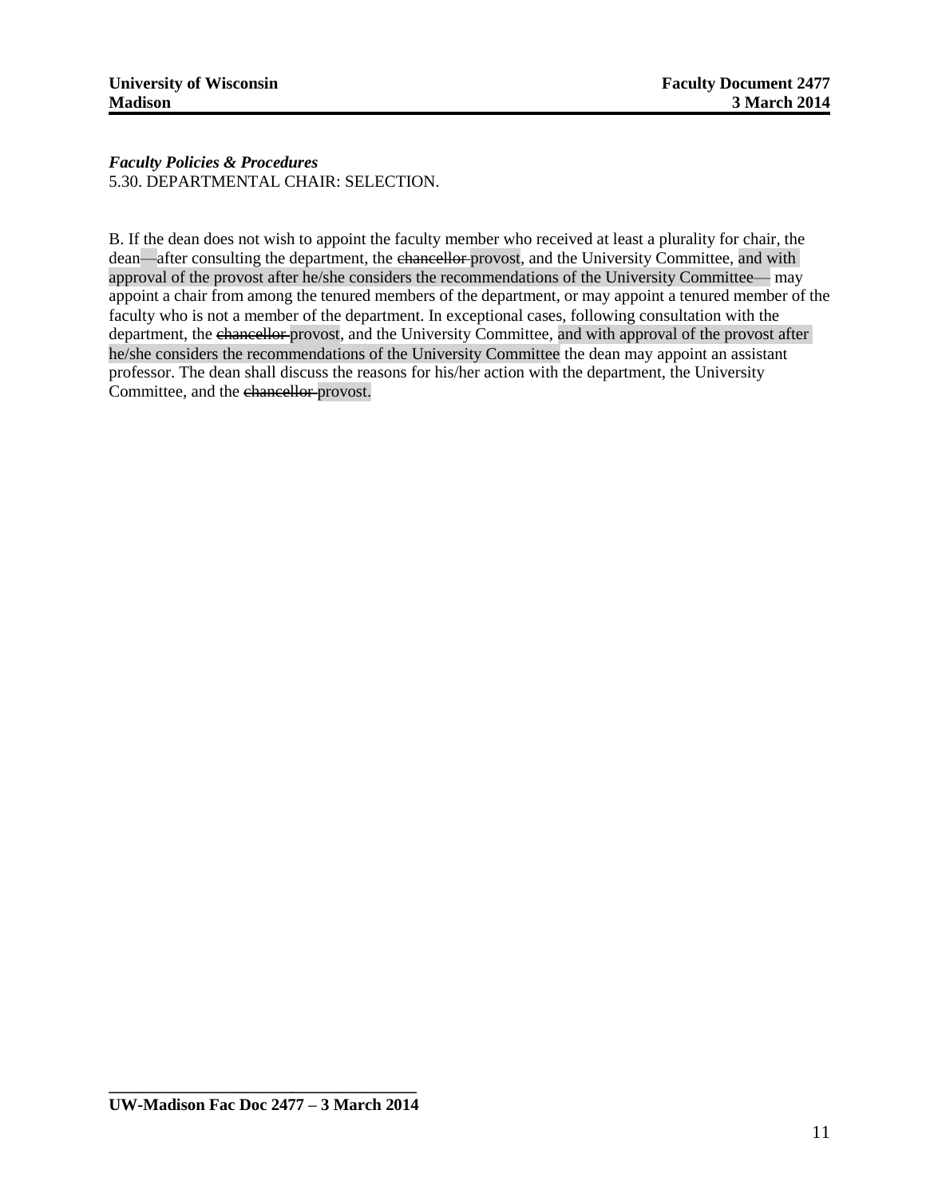*Faculty Policies & Procedures*
5.30. DEPARTMENTAL CHAIR: SELECTION.

B. If the dean does not wish to appoint the faculty member who received at least a plurality for chair, the dean—after consulting the department, the ~~chancellor~~ provost, and the University Committee, and with approval of the provost after he/she considers the recommendations of the University Committee— may appoint a chair from among the tenured members of the department, or may appoint a tenured member of the faculty who is not a member of the department. In exceptional cases, following consultation with the department, the ~~chancellor~~ provost, and the University Committee, and with approval of the provost after he/she considers the recommendations of the University Committee the dean may appoint an assistant professor. The dean shall discuss the reasons for his/her action with the department, the University Committee, and the ~~chancellor~~ provost.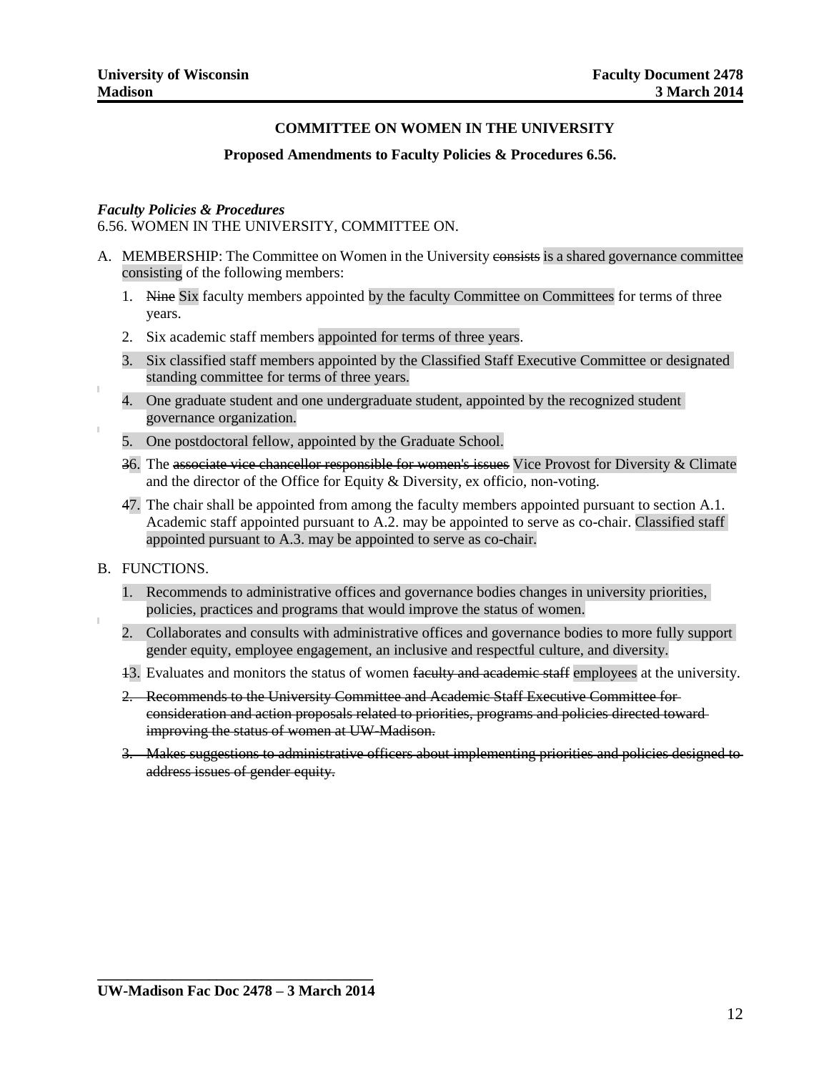# COMMITTEE ON WOMEN IN THE UNIVERSITY

## Proposed Amendments to Faculty Policies & Procedures 6.56.

***Faculty Policies & Procedures***

6.56. WOMEN IN THE UNIVERSITY, COMMITTEE ON.

A. MEMBERSHIP: The Committee on Women in the University ~~consists~~ is a shared governance committee consisting of the following members:

1. ~~Nine~~ Six faculty members appointed by the faculty Committee on Committees for terms of three years.
2. Six academic staff members appointed for terms of three years.
3. Six classified staff members appointed by the Classified Staff Executive Committee or designated standing committee for terms of three years.
4. One graduate student and one undergraduate student, appointed by the recognized student governance organization.
5. One postdoctoral fellow, appointed by the Graduate School.
6. ~~3~~6. The ~~associate vice chancellor responsible for women's issues~~ Vice Provost for Diversity & Climate and the director of the Office for Equity & Diversity, ex officio, non-voting.
7. ~~4~~7. The chair shall be appointed from among the faculty members appointed pursuant to section A.1. Academic staff appointed pursuant to A.2. may be appointed to serve as co-chair. Classified staff appointed pursuant to A.3. may be appointed to serve as co-chair.

B. FUNCTIONS.

1. Recommends to administrative offices and governance bodies changes in university priorities, policies, practices and programs that would improve the status of women.
2. Collaborates and consults with administrative offices and governance bodies to more fully support gender equity, employee engagement, an inclusive and respectful culture, and diversity.
3. ~~1~~3. Evaluates and monitors the status of women ~~faculty and academic staff~~ employees at the university.
4. ~~2. Recommends to the University Committee and Academic Staff Executive Committee for consideration and action proposals related to priorities, programs and policies directed toward improving the status of women at UW-Madison.~~
5. ~~3. Makes suggestions to administrative officers about implementing priorities and policies designed to address issues of gender equity.~~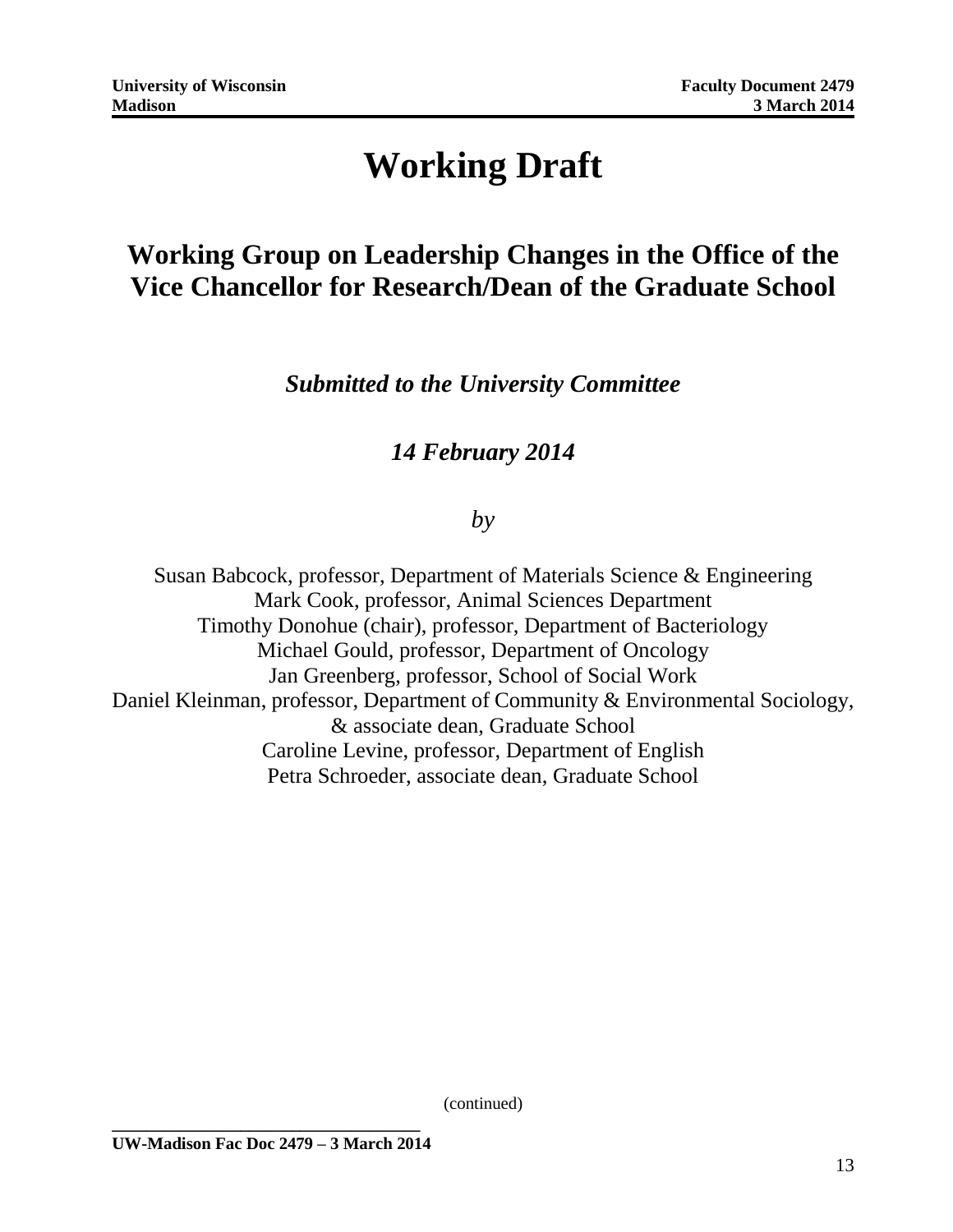# Working Draft

## Working Group on Leadership Changes in the Office of the Vice Chancellor for Research/Dean of the Graduate School

***Submitted to the University Committee***

***14 February 2014***

*by*

Susan Babcock, professor, Department of Materials Science & Engineering
Mark Cook, professor, Animal Sciences Department
Timothy Donohue (chair), professor, Department of Bacteriology
Michael Gould, professor, Department of Oncology
Jan Greenberg, professor, School of Social Work
Daniel Kleinman, professor, Department of Community & Environmental Sociology, & associate dean, Graduate School
Caroline Levine, professor, Department of English
Petra Schroeder, associate dean, Graduate School

(continued)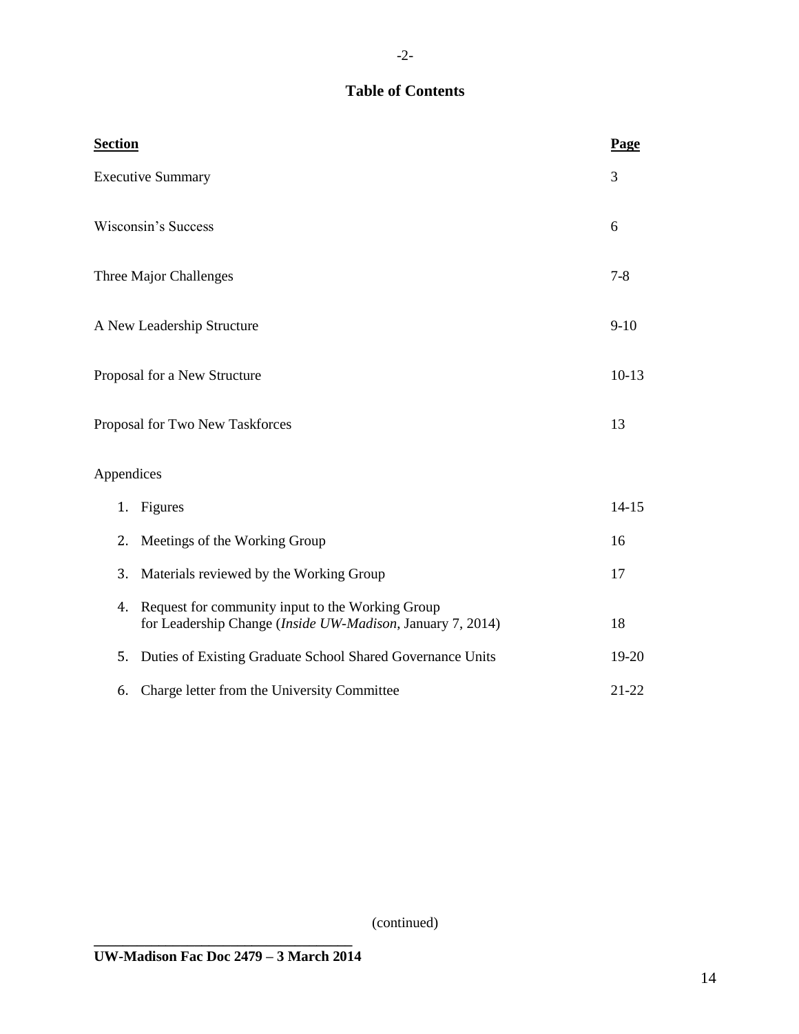## Table of Contents

| Section | Page |
|---|---|
| Executive Summary | 3 |
| Wisconsin's Success | 6 |
| Three Major Challenges | 7-8 |
| A New Leadership Structure | 9-10 |
| Proposal for a New Structure | 10-13 |
| Proposal for Two New Taskforces | 13 |
| Appendices | |
| 1. Figures | 14-15 |
| 2. Meetings of the Working Group | 16 |
| 3. Materials reviewed by the Working Group | 17 |
| 4. Request for community input to the Working Group for Leadership Change (*Inside UW-Madison*, January 7, 2014) | 18 |
| 5. Duties of Existing Graduate School Shared Governance Units | 19-20 |
| 6. Charge letter from the University Committee | 21-22 |

(continued)

**UW-Madison Fac Doc 2479 – 3 March 2014**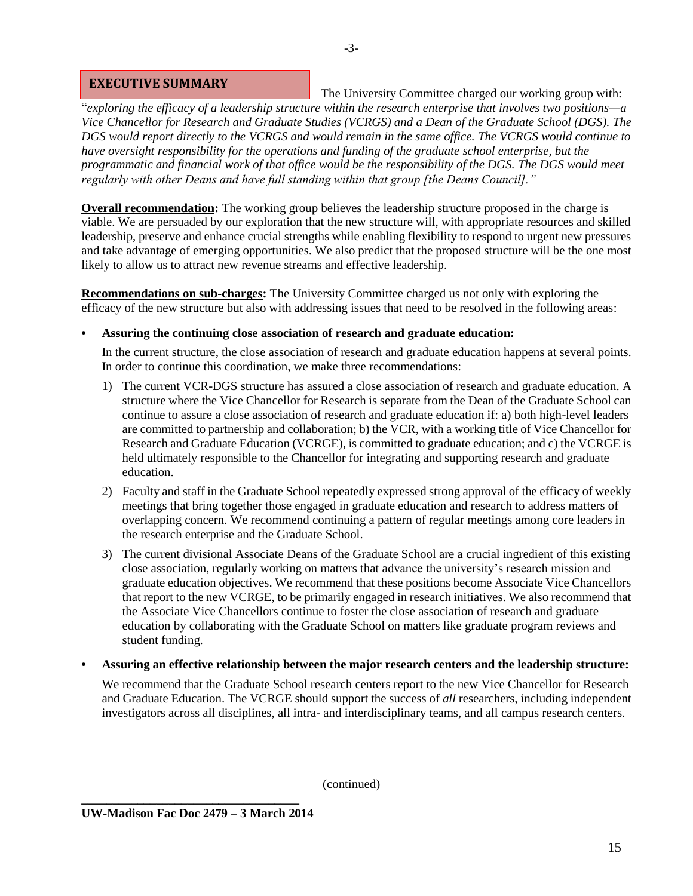## EXECUTIVE SUMMARY

The University Committee charged our working group with: "*exploring the efficacy of a leadership structure within the research enterprise that involves two positions—a Vice Chancellor for Research and Graduate Studies (VCRGS) and a Dean of the Graduate School (DGS). The DGS would report directly to the VCRGS and would remain in the same office. The VCRGS would continue to have oversight responsibility for the operations and funding of the graduate school enterprise, but the programmatic and financial work of that office would be the responsibility of the DGS. The DGS would meet regularly with other Deans and have full standing within that group [the Deans Council].*"

**Overall recommendation:** The working group believes the leadership structure proposed in the charge is viable. We are persuaded by our exploration that the new structure will, with appropriate resources and skilled leadership, preserve and enhance crucial strengths while enabling flexibility to respond to urgent new pressures and take advantage of emerging opportunities. We also predict that the proposed structure will be the one most likely to allow us to attract new revenue streams and effective leadership.

**Recommendations on sub-charges:** The University Committee charged us not only with exploring the efficacy of the new structure but also with addressing issues that need to be resolved in the following areas:

- **Assuring the continuing close association of research and graduate education:**

  In the current structure, the close association of research and graduate education happens at several points. In order to continue this coordination, we make three recommendations:

  1) The current VCR-DGS structure has assured a close association of research and graduate education. A structure where the Vice Chancellor for Research is separate from the Dean of the Graduate School can continue to assure a close association of research and graduate education if: a) both high-level leaders are committed to partnership and collaboration; b) the VCR, with a working title of Vice Chancellor for Research and Graduate Education (VCRGE), is committed to graduate education; and c) the VCRGE is held ultimately responsible to the Chancellor for integrating and supporting research and graduate education.
  2) Faculty and staff in the Graduate School repeatedly expressed strong approval of the efficacy of weekly meetings that bring together those engaged in graduate education and research to address matters of overlapping concern. We recommend continuing a pattern of regular meetings among core leaders in the research enterprise and the Graduate School.
  3) The current divisional Associate Deans of the Graduate School are a crucial ingredient of this existing close association, regularly working on matters that advance the university's research mission and graduate education objectives. We recommend that these positions become Associate Vice Chancellors that report to the new VCRGE, to be primarily engaged in research initiatives. We also recommend that the Associate Vice Chancellors continue to foster the close association of research and graduate education by collaborating with the Graduate School on matters like graduate program reviews and student funding.

- **Assuring an effective relationship between the major research centers and the leadership structure:**

  We recommend that the Graduate School research centers report to the new Vice Chancellor for Research and Graduate Education. The VCRGE should support the success of ***all*** researchers, including independent investigators across all disciplines, all intra- and interdisciplinary teams, and all campus research centers.

(continued)

**UW-Madison Fac Doc 2479 – 3 March 2014**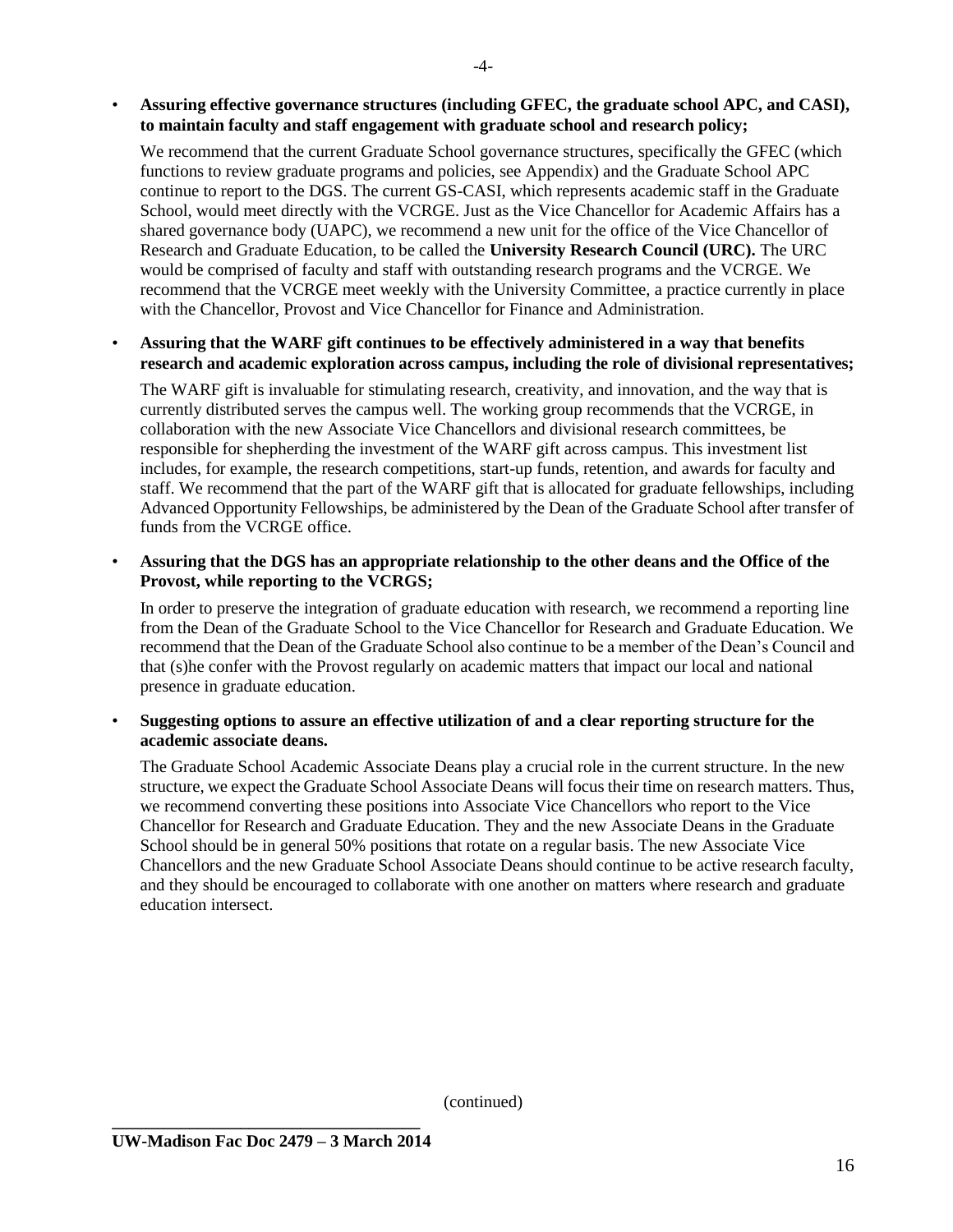- **Assuring effective governance structures (including GFEC, the graduate school APC, and CASI), to maintain faculty and staff engagement with graduate school and research policy;**

  We recommend that the current Graduate School governance structures, specifically the GFEC (which functions to review graduate programs and policies, see Appendix) and the Graduate School APC continue to report to the DGS. The current GS-CASI, which represents academic staff in the Graduate School, would meet directly with the VCRGE. Just as the Vice Chancellor for Academic Affairs has a shared governance body (UAPC), we recommend a new unit for the office of the Vice Chancellor of Research and Graduate Education, to be called the **University Research Council (URC).** The URC would be comprised of faculty and staff with outstanding research programs and the VCRGE. We recommend that the VCRGE meet weekly with the University Committee, a practice currently in place with the Chancellor, Provost and Vice Chancellor for Finance and Administration.

- **Assuring that the WARF gift continues to be effectively administered in a way that benefits research and academic exploration across campus, including the role of divisional representatives;**

  The WARF gift is invaluable for stimulating research, creativity, and innovation, and the way that is currently distributed serves the campus well. The working group recommends that the VCRGE, in collaboration with the new Associate Vice Chancellors and divisional research committees, be responsible for shepherding the investment of the WARF gift across campus. This investment list includes, for example, the research competitions, start-up funds, retention, and awards for faculty and staff. We recommend that the part of the WARF gift that is allocated for graduate fellowships, including Advanced Opportunity Fellowships, be administered by the Dean of the Graduate School after transfer of funds from the VCRGE office.

- **Assuring that the DGS has an appropriate relationship to the other deans and the Office of the Provost, while reporting to the VCRGS;**

  In order to preserve the integration of graduate education with research, we recommend a reporting line from the Dean of the Graduate School to the Vice Chancellor for Research and Graduate Education. We recommend that the Dean of the Graduate School also continue to be a member of the Dean's Council and that (s)he confer with the Provost regularly on academic matters that impact our local and national presence in graduate education.

- **Suggesting options to assure an effective utilization of and a clear reporting structure for the academic associate deans.**

  The Graduate School Academic Associate Deans play a crucial role in the current structure. In the new structure, we expect the Graduate School Associate Deans will focus their time on research matters. Thus, we recommend converting these positions into Associate Vice Chancellors who report to the Vice Chancellor for Research and Graduate Education. They and the new Associate Deans in the Graduate School should be in general 50% positions that rotate on a regular basis. The new Associate Vice Chancellors and the new Graduate School Associate Deans should continue to be active research faculty, and they should be encouraged to collaborate with one another on matters where research and graduate education intersect.

(continued)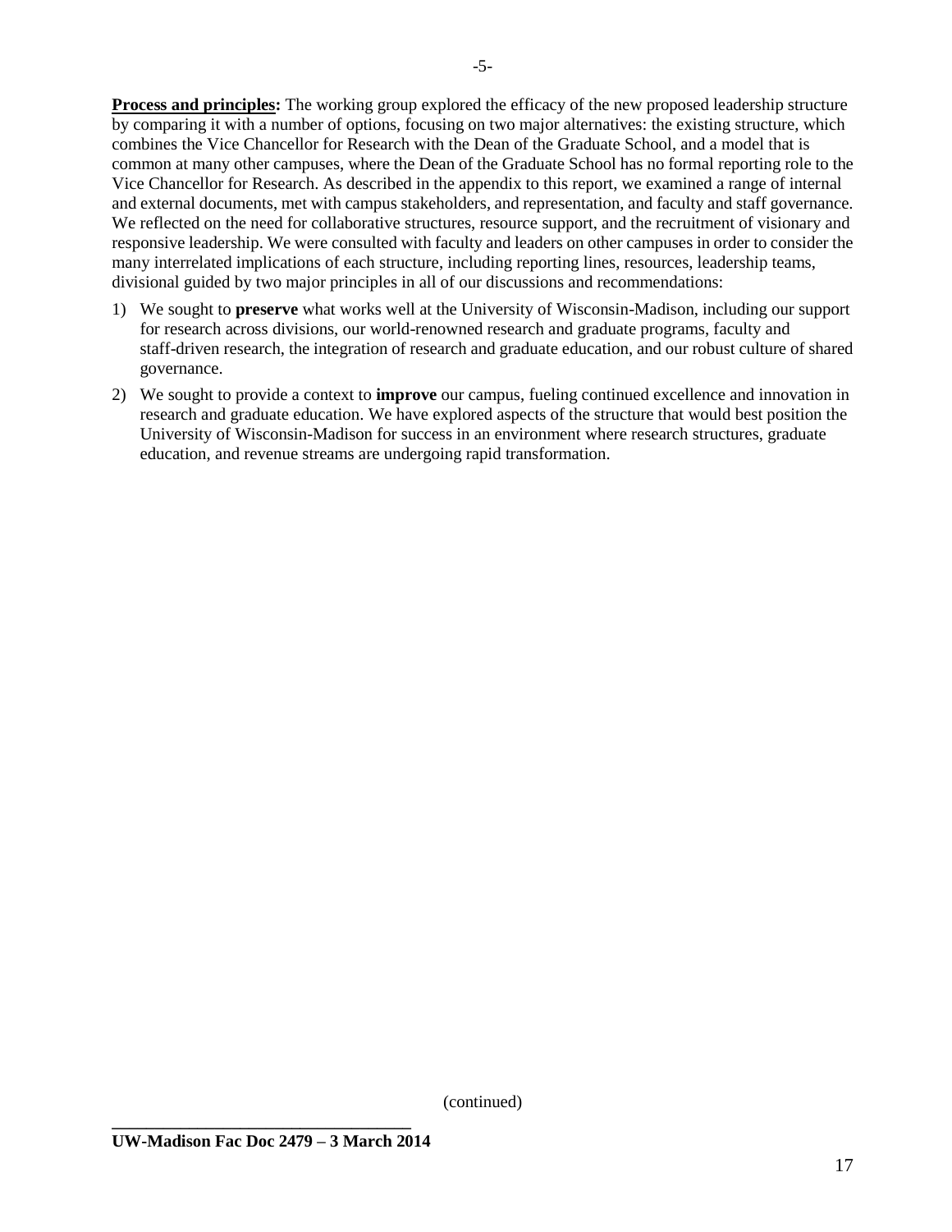**Process and principles:** The working group explored the efficacy of the new proposed leadership structure by comparing it with a number of options, focusing on two major alternatives: the existing structure, which combines the Vice Chancellor for Research with the Dean of the Graduate School, and a model that is common at many other campuses, where the Dean of the Graduate School has no formal reporting role to the Vice Chancellor for Research. As described in the appendix to this report, we examined a range of internal and external documents, met with campus stakeholders, and representation, and faculty and staff governance. We reflected on the need for collaborative structures, resource support, and the recruitment of visionary and responsive leadership. We were consulted with faculty and leaders on other campuses in order to consider the many interrelated implications of each structure, including reporting lines, resources, leadership teams, divisional guided by two major principles in all of our discussions and recommendations:

1) We sought to **preserve** what works well at the University of Wisconsin-Madison, including our support for research across divisions, our world-renowned research and graduate programs, faculty and staff-driven research, the integration of research and graduate education, and our robust culture of shared governance.
2) We sought to provide a context to **improve** our campus, fueling continued excellence and innovation in research and graduate education. We have explored aspects of the structure that would best position the University of Wisconsin-Madison for success in an environment where research structures, graduate education, and revenue streams are undergoing rapid transformation.

(continued)

**UW-Madison Fac Doc 2479 – 3 March 2014**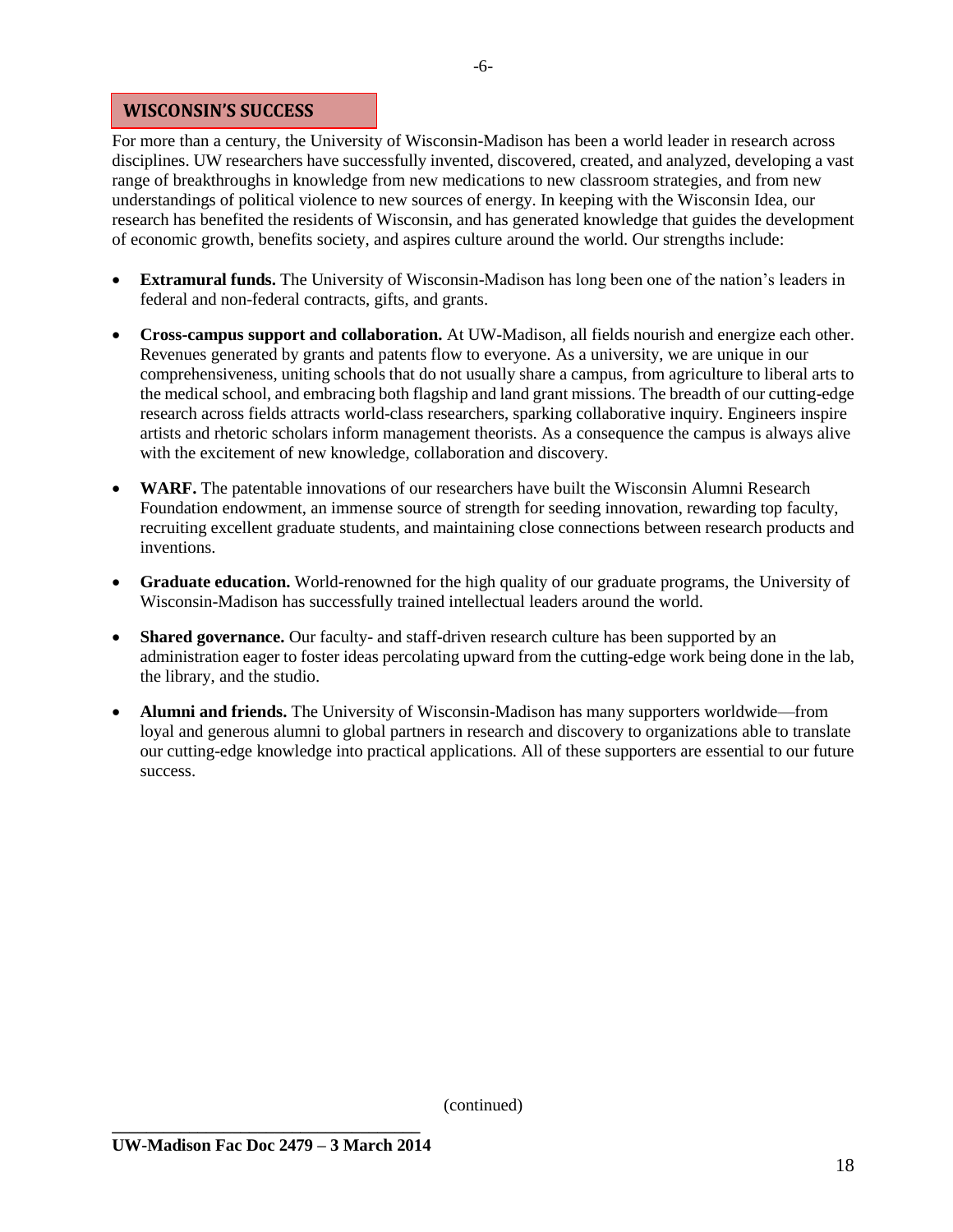## WISCONSIN'S SUCCESS

For more than a century, the University of Wisconsin-Madison has been a world leader in research across disciplines. UW researchers have successfully invented, discovered, created, and analyzed, developing a vast range of breakthroughs in knowledge from new medications to new classroom strategies, and from new understandings of political violence to new sources of energy. In keeping with the Wisconsin Idea, our research has benefited the residents of Wisconsin, and has generated knowledge that guides the development of economic growth, benefits society, and aspires culture around the world. Our strengths include:

- **Extramural funds.** The University of Wisconsin-Madison has long been one of the nation's leaders in federal and non-federal contracts, gifts, and grants.
- **Cross-campus support and collaboration.** At UW-Madison, all fields nourish and energize each other. Revenues generated by grants and patents flow to everyone. As a university, we are unique in our comprehensiveness, uniting schools that do not usually share a campus, from agriculture to liberal arts to the medical school, and embracing both flagship and land grant missions. The breadth of our cutting-edge research across fields attracts world-class researchers, sparking collaborative inquiry. Engineers inspire artists and rhetoric scholars inform management theorists. As a consequence the campus is always alive with the excitement of new knowledge, collaboration and discovery.
- **WARF.** The patentable innovations of our researchers have built the Wisconsin Alumni Research Foundation endowment, an immense source of strength for seeding innovation, rewarding top faculty, recruiting excellent graduate students, and maintaining close connections between research products and inventions.
- **Graduate education.** World-renowned for the high quality of our graduate programs, the University of Wisconsin-Madison has successfully trained intellectual leaders around the world.
- **Shared governance.** Our faculty- and staff-driven research culture has been supported by an administration eager to foster ideas percolating upward from the cutting-edge work being done in the lab, the library, and the studio.
- **Alumni and friends.** The University of Wisconsin-Madison has many supporters worldwide—from loyal and generous alumni to global partners in research and discovery to organizations able to translate our cutting-edge knowledge into practical applications. All of these supporters are essential to our future success.

(continued)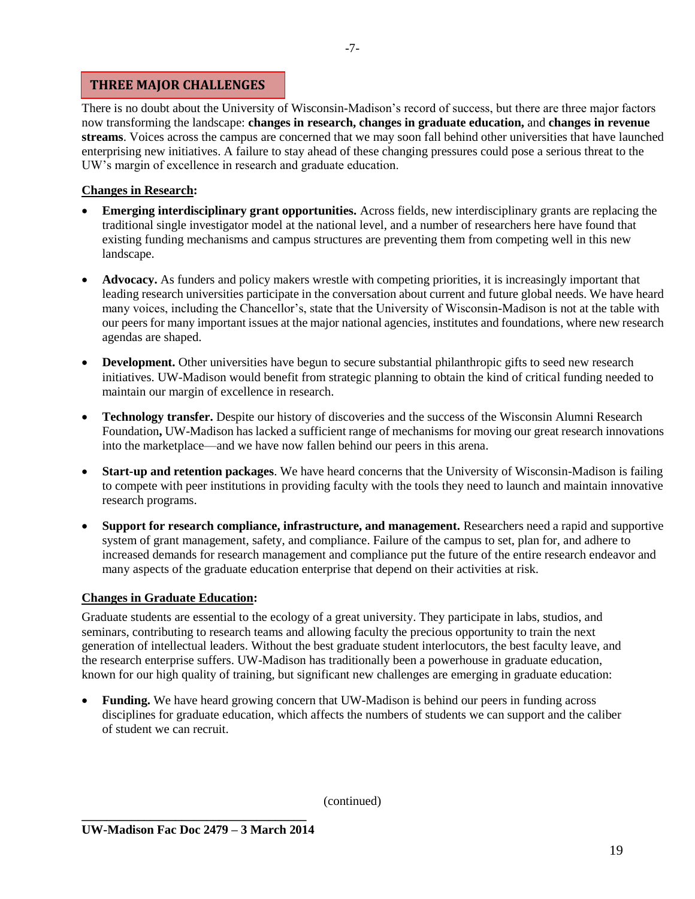## THREE MAJOR CHALLENGES

There is no doubt about the University of Wisconsin-Madison's record of success, but there are three major factors now transforming the landscape: **changes in research, changes in graduate education,** and **changes in revenue streams**. Voices across the campus are concerned that we may soon fall behind other universities that have launched enterprising new initiatives. A failure to stay ahead of these changing pressures could pose a serious threat to the UW's margin of excellence in research and graduate education.

**Changes in Research:**

- **Emerging interdisciplinary grant opportunities.** Across fields, new interdisciplinary grants are replacing the traditional single investigator model at the national level, and a number of researchers here have found that existing funding mechanisms and campus structures are preventing them from competing well in this new landscape.

- **Advocacy.** As funders and policy makers wrestle with competing priorities, it is increasingly important that leading research universities participate in the conversation about current and future global needs. We have heard many voices, including the Chancellor's, state that the University of Wisconsin-Madison is not at the table with our peers for many important issues at the major national agencies, institutes and foundations, where new research agendas are shaped.

- **Development.** Other universities have begun to secure substantial philanthropic gifts to seed new research initiatives. UW-Madison would benefit from strategic planning to obtain the kind of critical funding needed to maintain our margin of excellence in research.

- **Technology transfer.** Despite our history of discoveries and the success of the Wisconsin Alumni Research Foundation**,** UW-Madison has lacked a sufficient range of mechanisms for moving our great research innovations into the marketplace—and we have now fallen behind our peers in this arena.

- **Start-up and retention packages**. We have heard concerns that the University of Wisconsin-Madison is failing to compete with peer institutions in providing faculty with the tools they need to launch and maintain innovative research programs.

- **Support for research compliance, infrastructure, and management.** Researchers need a rapid and supportive system of grant management, safety, and compliance. Failure of the campus to set, plan for, and adhere to increased demands for research management and compliance put the future of the entire research endeavor and many aspects of the graduate education enterprise that depend on their activities at risk.

**Changes in Graduate Education:**

Graduate students are essential to the ecology of a great university. They participate in labs, studios, and seminars, contributing to research teams and allowing faculty the precious opportunity to train the next generation of intellectual leaders. Without the best graduate student interlocutors, the best faculty leave, and the research enterprise suffers. UW-Madison has traditionally been a powerhouse in graduate education, known for our high quality of training, but significant new challenges are emerging in graduate education:

- **Funding.** We have heard growing concern that UW-Madison is behind our peers in funding across disciplines for graduate education, which affects the numbers of students we can support and the caliber of student we can recruit.

(continued)

**UW-Madison Fac Doc 2479 – 3 March 2014**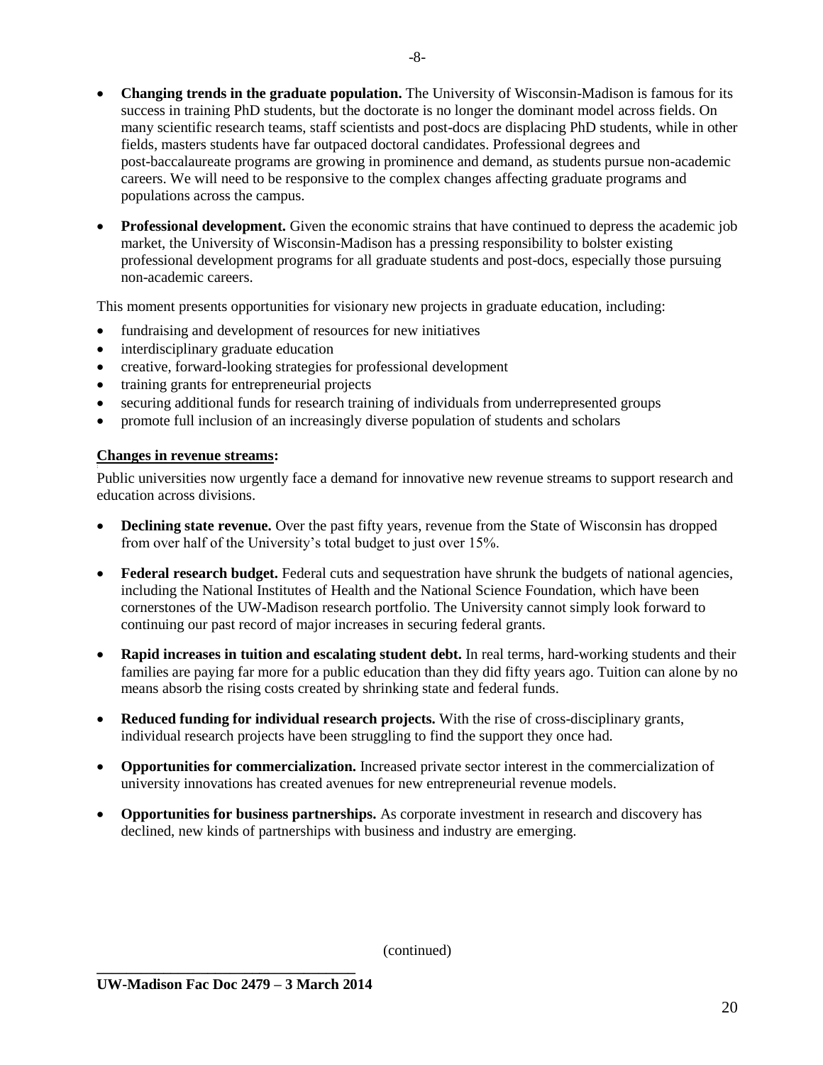- **Changing trends in the graduate population.** The University of Wisconsin-Madison is famous for its success in training PhD students, but the doctorate is no longer the dominant model across fields. On many scientific research teams, staff scientists and post-docs are displacing PhD students, while in other fields, masters students have far outpaced doctoral candidates. Professional degrees and post-baccalaureate programs are growing in prominence and demand, as students pursue non-academic careers. We will need to be responsive to the complex changes affecting graduate programs and populations across the campus.

- **Professional development.** Given the economic strains that have continued to depress the academic job market, the University of Wisconsin-Madison has a pressing responsibility to bolster existing professional development programs for all graduate students and post-docs, especially those pursuing non-academic careers.

This moment presents opportunities for visionary new projects in graduate education, including:

- fundraising and development of resources for new initiatives
- interdisciplinary graduate education
- creative, forward-looking strategies for professional development
- training grants for entrepreneurial projects
- securing additional funds for research training of individuals from underrepresented groups
- promote full inclusion of an increasingly diverse population of students and scholars

**Changes in revenue streams:**

Public universities now urgently face a demand for innovative new revenue streams to support research and education across divisions.

- **Declining state revenue.** Over the past fifty years, revenue from the State of Wisconsin has dropped from over half of the University's total budget to just over 15%.

- **Federal research budget.** Federal cuts and sequestration have shrunk the budgets of national agencies, including the National Institutes of Health and the National Science Foundation, which have been cornerstones of the UW-Madison research portfolio. The University cannot simply look forward to continuing our past record of major increases in securing federal grants.

- **Rapid increases in tuition and escalating student debt.** In real terms, hard-working students and their families are paying far more for a public education than they did fifty years ago. Tuition can alone by no means absorb the rising costs created by shrinking state and federal funds.

- **Reduced funding for individual research projects.** With the rise of cross-disciplinary grants, individual research projects have been struggling to find the support they once had.

- **Opportunities for commercialization.** Increased private sector interest in the commercialization of university innovations has created avenues for new entrepreneurial revenue models.

- **Opportunities for business partnerships.** As corporate investment in research and discovery has declined, new kinds of partnerships with business and industry are emerging.

(continued)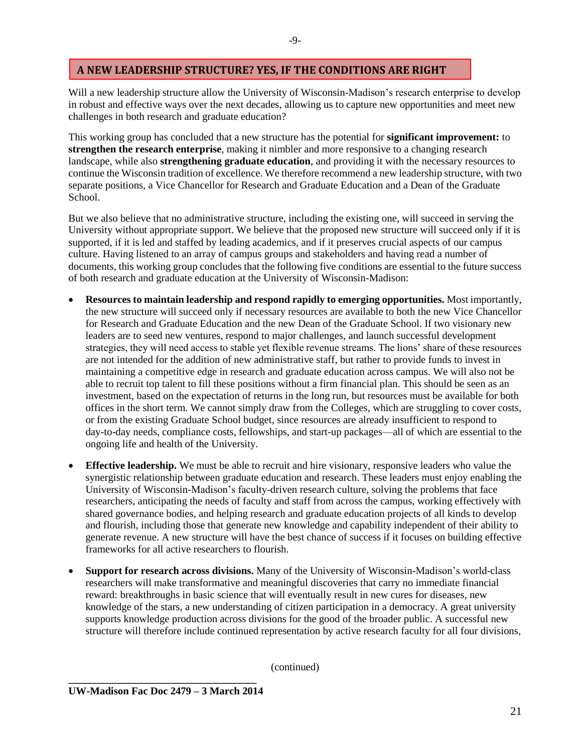## A NEW LEADERSHIP STRUCTURE? YES, IF THE CONDITIONS ARE RIGHT

Will a new leadership structure allow the University of Wisconsin-Madison's research enterprise to develop in robust and effective ways over the next decades, allowing us to capture new opportunities and meet new challenges in both research and graduate education?

This working group has concluded that a new structure has the potential for **significant improvement:** to **strengthen the research enterprise**, making it nimbler and more responsive to a changing research landscape, while also **strengthening graduate education**, and providing it with the necessary resources to continue the Wisconsin tradition of excellence. We therefore recommend a new leadership structure, with two separate positions, a Vice Chancellor for Research and Graduate Education and a Dean of the Graduate School.

But we also believe that no administrative structure, including the existing one, will succeed in serving the University without appropriate support. We believe that the proposed new structure will succeed only if it is supported, if it is led and staffed by leading academics, and if it preserves crucial aspects of our campus culture. Having listened to an array of campus groups and stakeholders and having read a number of documents, this working group concludes that the following five conditions are essential to the future success of both research and graduate education at the University of Wisconsin-Madison:

- **Resources to maintain leadership and respond rapidly to emerging opportunities.** Most importantly, the new structure will succeed only if necessary resources are available to both the new Vice Chancellor for Research and Graduate Education and the new Dean of the Graduate School. If two visionary new leaders are to seed new ventures, respond to major challenges, and launch successful development strategies, they will need access to stable yet flexible revenue streams. The lions' share of these resources are not intended for the addition of new administrative staff, but rather to provide funds to invest in maintaining a competitive edge in research and graduate education across campus. We will also not be able to recruit top talent to fill these positions without a firm financial plan. This should be seen as an investment, based on the expectation of returns in the long run, but resources must be available for both offices in the short term. We cannot simply draw from the Colleges, which are struggling to cover costs, or from the existing Graduate School budget, since resources are already insufficient to respond to day-to-day needs, compliance costs, fellowships, and start-up packages—all of which are essential to the ongoing life and health of the University.
- **Effective leadership.** We must be able to recruit and hire visionary, responsive leaders who value the synergistic relationship between graduate education and research. These leaders must enjoy enabling the University of Wisconsin-Madison's faculty-driven research culture, solving the problems that face researchers, anticipating the needs of faculty and staff from across the campus, working effectively with shared governance bodies, and helping research and graduate education projects of all kinds to develop and flourish, including those that generate new knowledge and capability independent of their ability to generate revenue. A new structure will have the best chance of success if it focuses on building effective frameworks for all active researchers to flourish.
- **Support for research across divisions.** Many of the University of Wisconsin-Madison's world-class researchers will make transformative and meaningful discoveries that carry no immediate financial reward: breakthroughs in basic science that will eventually result in new cures for diseases, new knowledge of the stars, a new understanding of citizen participation in a democracy. A great university supports knowledge production across divisions for the good of the broader public. A successful new structure will therefore include continued representation by active research faculty for all four divisions,

(continued)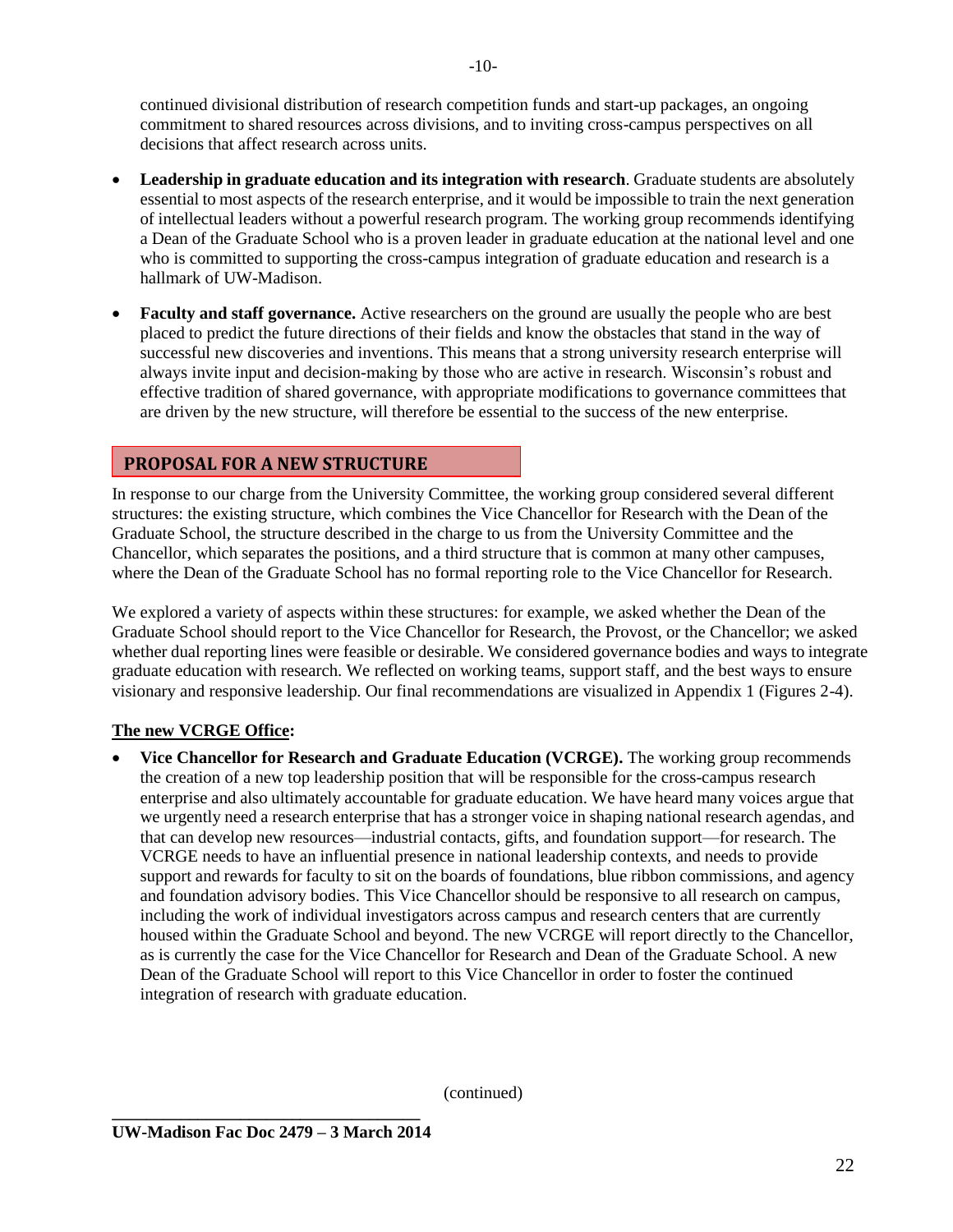continued divisional distribution of research competition funds and start-up packages, an ongoing commitment to shared resources across divisions, and to inviting cross-campus perspectives on all decisions that affect research across units.

- **Leadership in graduate education and its integration with research**. Graduate students are absolutely essential to most aspects of the research enterprise, and it would be impossible to train the next generation of intellectual leaders without a powerful research program. The working group recommends identifying a Dean of the Graduate School who is a proven leader in graduate education at the national level and one who is committed to supporting the cross-campus integration of graduate education and research is a hallmark of UW-Madison.

- **Faculty and staff governance.** Active researchers on the ground are usually the people who are best placed to predict the future directions of their fields and know the obstacles that stand in the way of successful new discoveries and inventions. This means that a strong university research enterprise will always invite input and decision-making by those who are active in research. Wisconsin's robust and effective tradition of shared governance, with appropriate modifications to governance committees that are driven by the new structure, will therefore be essential to the success of the new enterprise.

## PROPOSAL FOR A NEW STRUCTURE

In response to our charge from the University Committee, the working group considered several different structures: the existing structure, which combines the Vice Chancellor for Research with the Dean of the Graduate School, the structure described in the charge to us from the University Committee and the Chancellor, which separates the positions, and a third structure that is common at many other campuses, where the Dean of the Graduate School has no formal reporting role to the Vice Chancellor for Research.

We explored a variety of aspects within these structures: for example, we asked whether the Dean of the Graduate School should report to the Vice Chancellor for Research, the Provost, or the Chancellor; we asked whether dual reporting lines were feasible or desirable. We considered governance bodies and ways to integrate graduate education with research. We reflected on working teams, support staff, and the best ways to ensure visionary and responsive leadership. Our final recommendations are visualized in Appendix 1 (Figures 2-4).

### The new VCRGE Office:

- **Vice Chancellor for Research and Graduate Education (VCRGE).** The working group recommends the creation of a new top leadership position that will be responsible for the cross-campus research enterprise and also ultimately accountable for graduate education. We have heard many voices argue that we urgently need a research enterprise that has a stronger voice in shaping national research agendas, and that can develop new resources—industrial contacts, gifts, and foundation support—for research. The VCRGE needs to have an influential presence in national leadership contexts, and needs to provide support and rewards for faculty to sit on the boards of foundations, blue ribbon commissions, and agency and foundation advisory bodies. This Vice Chancellor should be responsive to all research on campus, including the work of individual investigators across campus and research centers that are currently housed within the Graduate School and beyond. The new VCRGE will report directly to the Chancellor, as is currently the case for the Vice Chancellor for Research and Dean of the Graduate School. A new Dean of the Graduate School will report to this Vice Chancellor in order to foster the continued integration of research with graduate education.

(continued)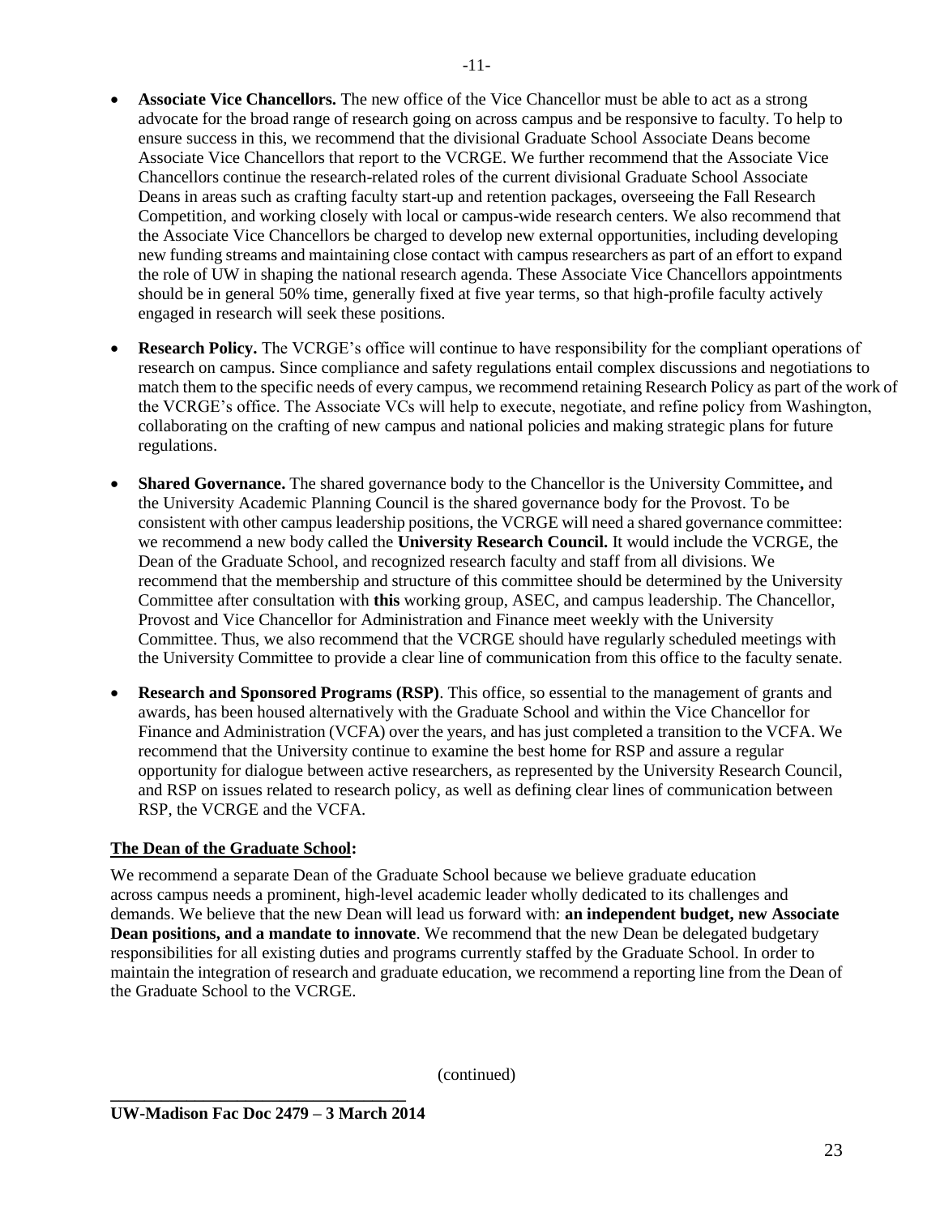- **Associate Vice Chancellors.** The new office of the Vice Chancellor must be able to act as a strong advocate for the broad range of research going on across campus and be responsive to faculty. To help to ensure success in this, we recommend that the divisional Graduate School Associate Deans become Associate Vice Chancellors that report to the VCRGE. We further recommend that the Associate Vice Chancellors continue the research-related roles of the current divisional Graduate School Associate Deans in areas such as crafting faculty start-up and retention packages, overseeing the Fall Research Competition, and working closely with local or campus-wide research centers. We also recommend that the Associate Vice Chancellors be charged to develop new external opportunities, including developing new funding streams and maintaining close contact with campus researchers as part of an effort to expand the role of UW in shaping the national research agenda. These Associate Vice Chancellors appointments should be in general 50% time, generally fixed at five year terms, so that high-profile faculty actively engaged in research will seek these positions.

- **Research Policy.** The VCRGE's office will continue to have responsibility for the compliant operations of research on campus. Since compliance and safety regulations entail complex discussions and negotiations to match them to the specific needs of every campus, we recommend retaining Research Policy as part of the work of the VCRGE's office. The Associate VCs will help to execute, negotiate, and refine policy from Washington, collaborating on the crafting of new campus and national policies and making strategic plans for future regulations.

- **Shared Governance.** The shared governance body to the Chancellor is the University Committee**,** and the University Academic Planning Council is the shared governance body for the Provost. To be consistent with other campus leadership positions, the VCRGE will need a shared governance committee: we recommend a new body called the **University Research Council.** It would include the VCRGE, the Dean of the Graduate School, and recognized research faculty and staff from all divisions. We recommend that the membership and structure of this committee should be determined by the University Committee after consultation with **this** working group, ASEC, and campus leadership. The Chancellor, Provost and Vice Chancellor for Administration and Finance meet weekly with the University Committee. Thus, we also recommend that the VCRGE should have regularly scheduled meetings with the University Committee to provide a clear line of communication from this office to the faculty senate.

- **Research and Sponsored Programs (RSP)**. This office, so essential to the management of grants and awards, has been housed alternatively with the Graduate School and within the Vice Chancellor for Finance and Administration (VCFA) over the years, and has just completed a transition to the VCFA. We recommend that the University continue to examine the best home for RSP and assure a regular opportunity for dialogue between active researchers, as represented by the University Research Council, and RSP on issues related to research policy, as well as defining clear lines of communication between RSP, the VCRGE and the VCFA.

**The Dean of the Graduate School:**

We recommend a separate Dean of the Graduate School because we believe graduate education across campus needs a prominent, high-level academic leader wholly dedicated to its challenges and demands. We believe that the new Dean will lead us forward with: **an independent budget, new Associate Dean positions, and a mandate to innovate**. We recommend that the new Dean be delegated budgetary responsibilities for all existing duties and programs currently staffed by the Graduate School. In order to maintain the integration of research and graduate education, we recommend a reporting line from the Dean of the Graduate School to the VCRGE.

(continued)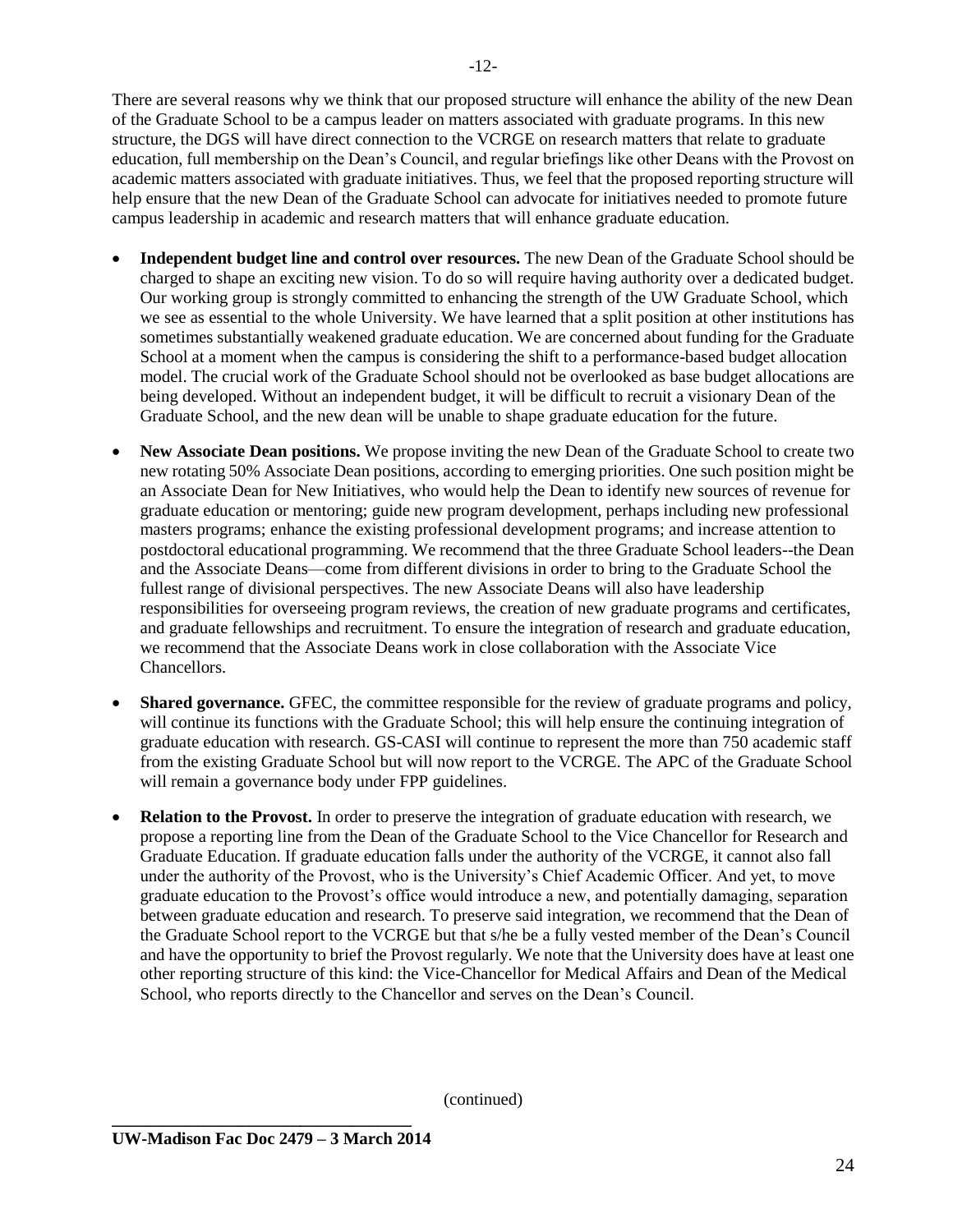There are several reasons why we think that our proposed structure will enhance the ability of the new Dean of the Graduate School to be a campus leader on matters associated with graduate programs. In this new structure, the DGS will have direct connection to the VCRGE on research matters that relate to graduate education, full membership on the Dean's Council, and regular briefings like other Deans with the Provost on academic matters associated with graduate initiatives. Thus, we feel that the proposed reporting structure will help ensure that the new Dean of the Graduate School can advocate for initiatives needed to promote future campus leadership in academic and research matters that will enhance graduate education.

- **Independent budget line and control over resources.** The new Dean of the Graduate School should be charged to shape an exciting new vision. To do so will require having authority over a dedicated budget. Our working group is strongly committed to enhancing the strength of the UW Graduate School, which we see as essential to the whole University. We have learned that a split position at other institutions has sometimes substantially weakened graduate education. We are concerned about funding for the Graduate School at a moment when the campus is considering the shift to a performance-based budget allocation model. The crucial work of the Graduate School should not be overlooked as base budget allocations are being developed. Without an independent budget, it will be difficult to recruit a visionary Dean of the Graduate School, and the new dean will be unable to shape graduate education for the future.

- **New Associate Dean positions.** We propose inviting the new Dean of the Graduate School to create two new rotating 50% Associate Dean positions, according to emerging priorities. One such position might be an Associate Dean for New Initiatives, who would help the Dean to identify new sources of revenue for graduate education or mentoring; guide new program development, perhaps including new professional masters programs; enhance the existing professional development programs; and increase attention to postdoctoral educational programming. We recommend that the three Graduate School leaders--the Dean and the Associate Deans—come from different divisions in order to bring to the Graduate School the fullest range of divisional perspectives. The new Associate Deans will also have leadership responsibilities for overseeing program reviews, the creation of new graduate programs and certificates, and graduate fellowships and recruitment. To ensure the integration of research and graduate education, we recommend that the Associate Deans work in close collaboration with the Associate Vice Chancellors.

- **Shared governance.** GFEC, the committee responsible for the review of graduate programs and policy, will continue its functions with the Graduate School; this will help ensure the continuing integration of graduate education with research. GS-CASI will continue to represent the more than 750 academic staff from the existing Graduate School but will now report to the VCRGE. The APC of the Graduate School will remain a governance body under FPP guidelines.

- **Relation to the Provost.** In order to preserve the integration of graduate education with research, we propose a reporting line from the Dean of the Graduate School to the Vice Chancellor for Research and Graduate Education. If graduate education falls under the authority of the VCRGE, it cannot also fall under the authority of the Provost, who is the University's Chief Academic Officer. And yet, to move graduate education to the Provost's office would introduce a new, and potentially damaging, separation between graduate education and research. To preserve said integration, we recommend that the Dean of the Graduate School report to the VCRGE but that s/he be a fully vested member of the Dean's Council and have the opportunity to brief the Provost regularly. We note that the University does have at least one other reporting structure of this kind: the Vice-Chancellor for Medical Affairs and Dean of the Medical School, who reports directly to the Chancellor and serves on the Dean's Council.

(continued)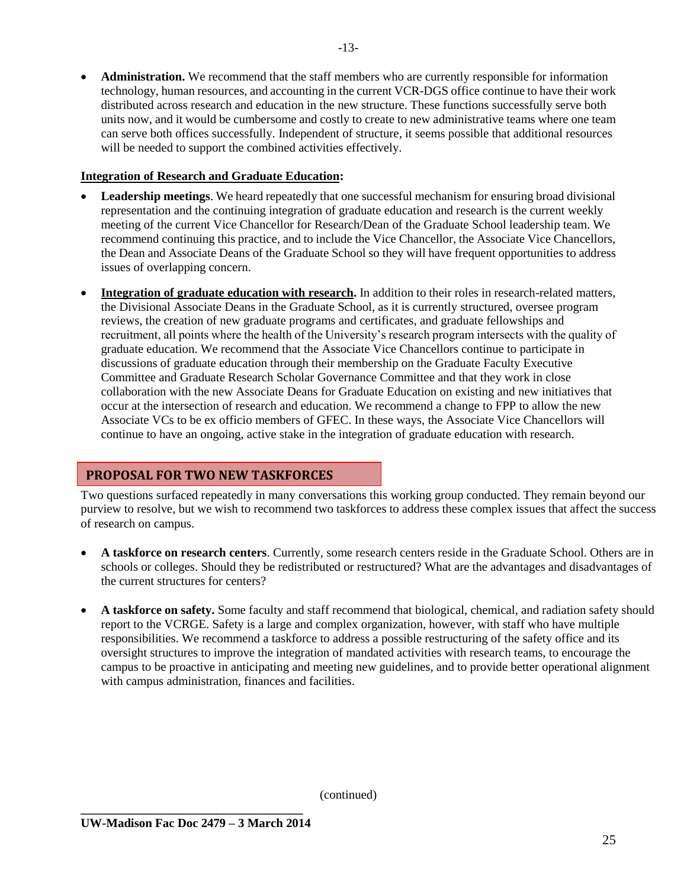- **Administration.** We recommend that the staff members who are currently responsible for information technology, human resources, and accounting in the current VCR-DGS office continue to have their work distributed across research and education in the new structure. These functions successfully serve both units now, and it would be cumbersome and costly to create to new administrative teams where one team can serve both offices successfully. Independent of structure, it seems possible that additional resources will be needed to support the combined activities effectively.

**Integration of Research and Graduate Education:**

- **Leadership meetings**. We heard repeatedly that one successful mechanism for ensuring broad divisional representation and the continuing integration of graduate education and research is the current weekly meeting of the current Vice Chancellor for Research/Dean of the Graduate School leadership team. We recommend continuing this practice, and to include the Vice Chancellor, the Associate Vice Chancellors, the Dean and Associate Deans of the Graduate School so they will have frequent opportunities to address issues of overlapping concern.

- **Integration of graduate education with research.** In addition to their roles in research-related matters, the Divisional Associate Deans in the Graduate School, as it is currently structured, oversee program reviews, the creation of new graduate programs and certificates, and graduate fellowships and recruitment, all points where the health of the University's research program intersects with the quality of graduate education. We recommend that the Associate Vice Chancellors continue to participate in discussions of graduate education through their membership on the Graduate Faculty Executive Committee and Graduate Research Scholar Governance Committee and that they work in close collaboration with the new Associate Deans for Graduate Education on existing and new initiatives that occur at the intersection of research and education. We recommend a change to FPP to allow the new Associate VCs to be ex officio members of GFEC. In these ways, the Associate Vice Chancellors will continue to have an ongoing, active stake in the integration of graduate education with research.

## PROPOSAL FOR TWO NEW TASKFORCES

Two questions surfaced repeatedly in many conversations this working group conducted. They remain beyond our purview to resolve, but we wish to recommend two taskforces to address these complex issues that affect the success of research on campus.

- **A taskforce on research centers**. Currently, some research centers reside in the Graduate School. Others are in schools or colleges. Should they be redistributed or restructured? What are the advantages and disadvantages of the current structures for centers?

- **A taskforce on safety.** Some faculty and staff recommend that biological, chemical, and radiation safety should report to the VCRGE. Safety is a large and complex organization, however, with staff who have multiple responsibilities. We recommend a taskforce to address a possible restructuring of the safety office and its oversight structures to improve the integration of mandated activities with research teams, to encourage the campus to be proactive in anticipating and meeting new guidelines, and to provide better operational alignment with campus administration, finances and facilities.

(continued)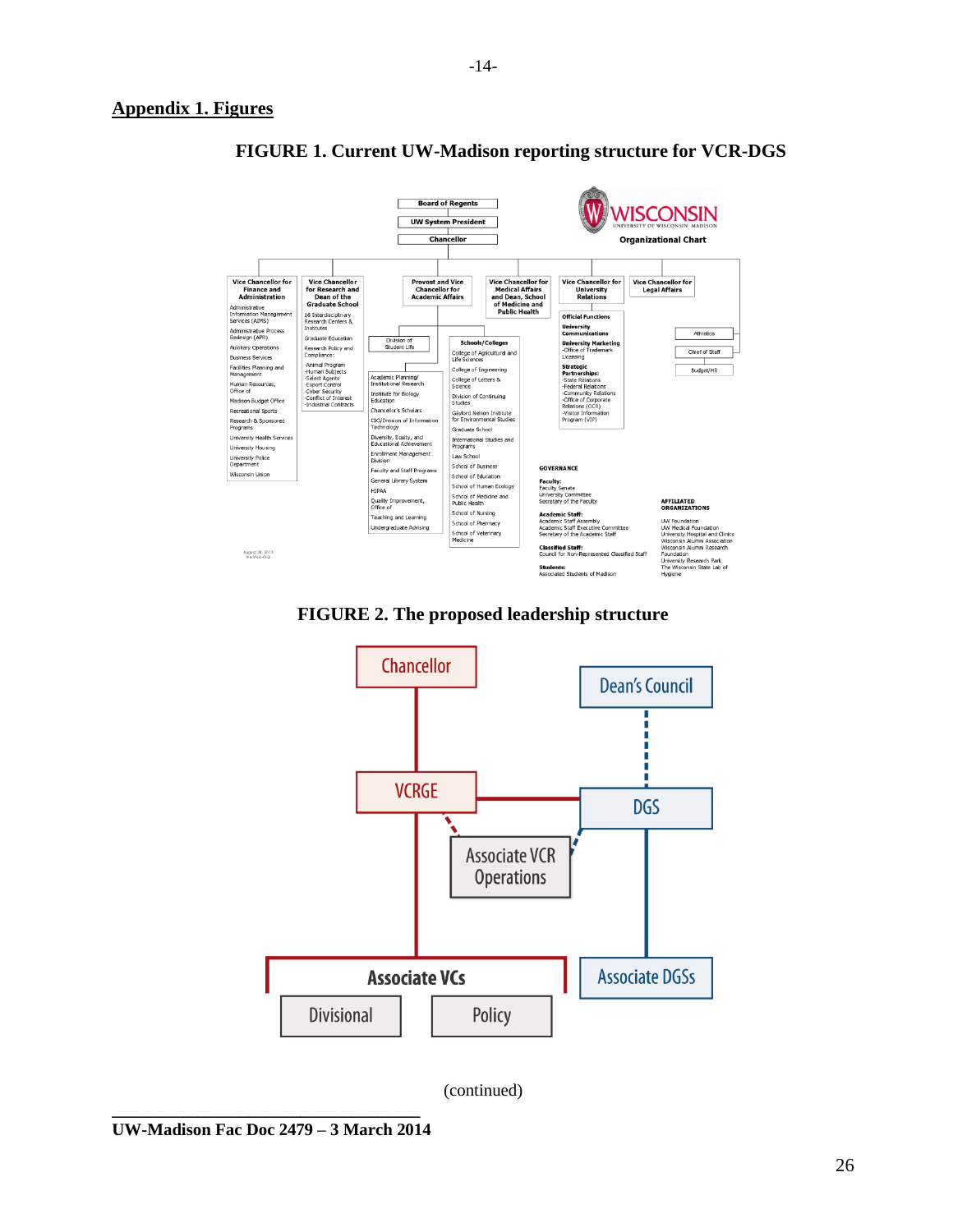## Appendix 1. Figures

**FIGURE 1. Current UW-Madison reporting structure for VCR-DGS**

**FIGURE 2. The proposed leadership structure**

(continued)

**UW-Madison Fac Doc 2479 – 3 March 2014**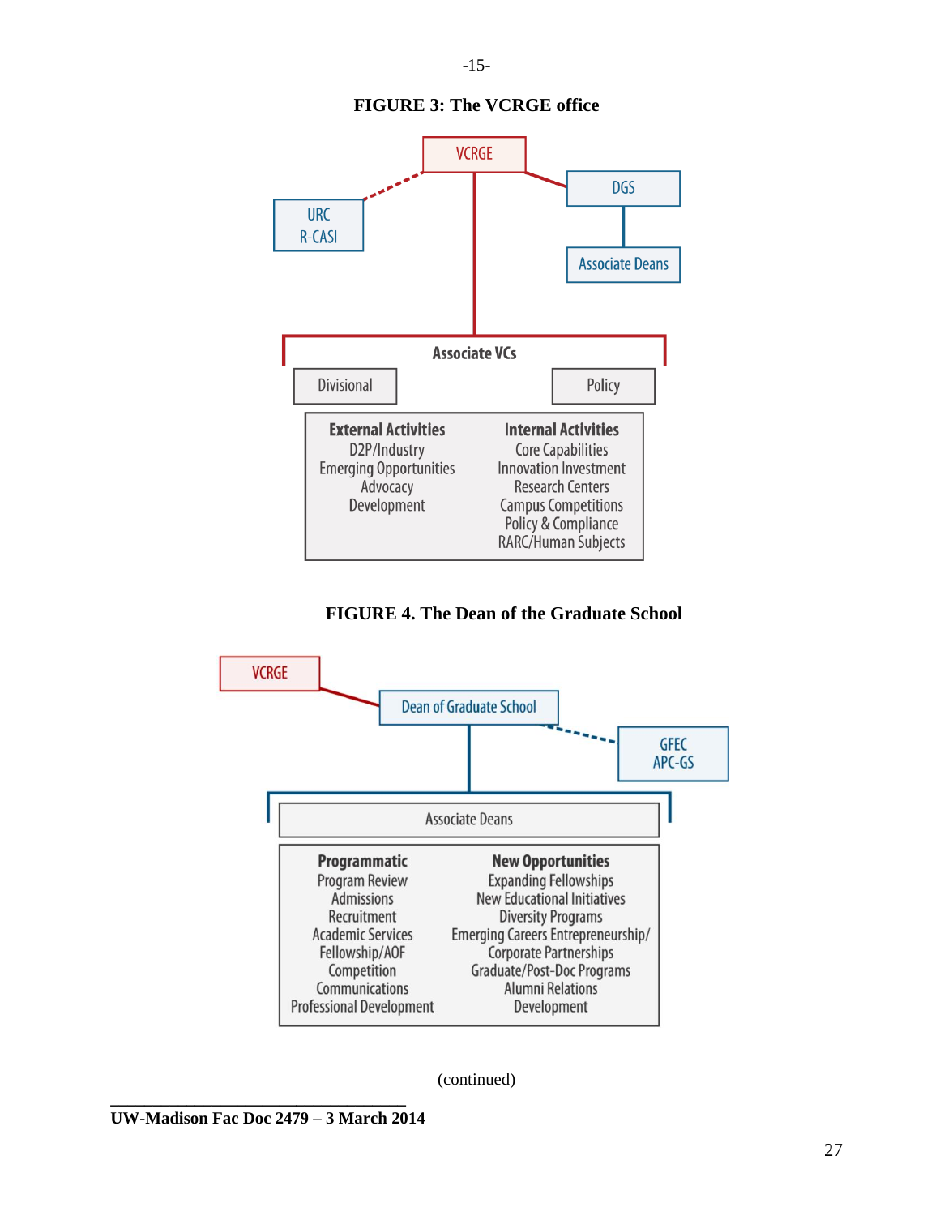**FIGURE 3: The VCRGE office**

VCRGE

URC
R-CASI

DGS

Associate Deans

Associate VCs

Divisional

Policy

| External Activities | Internal Activities |
|---|---|
| D2P/Industry | Core Capabilities |
| Emerging Opportunities | Innovation Investment |
| Advocacy | Research Centers |
| Development | Campus Competitions |
| | Policy & Compliance |
| | RARC/Human Subjects |

**FIGURE 4. The Dean of the Graduate School**

VCRGE

Dean of Graduate School

GFEC
APC-GS

Associate Deans

| Programmatic | New Opportunities |
|---|---|
| Program Review | Expanding Fellowships |
| Admissions | New Educational Initiatives |
| Recruitment | Diversity Programs |
| Academic Services | Emerging Careers Entrepreneurship/ |
| Fellowship/AOF | Corporate Partnerships |
| Competition | Graduate/Post-Doc Programs |
| Communications | Alumni Relations |
| Professional Development | Development |

(continued)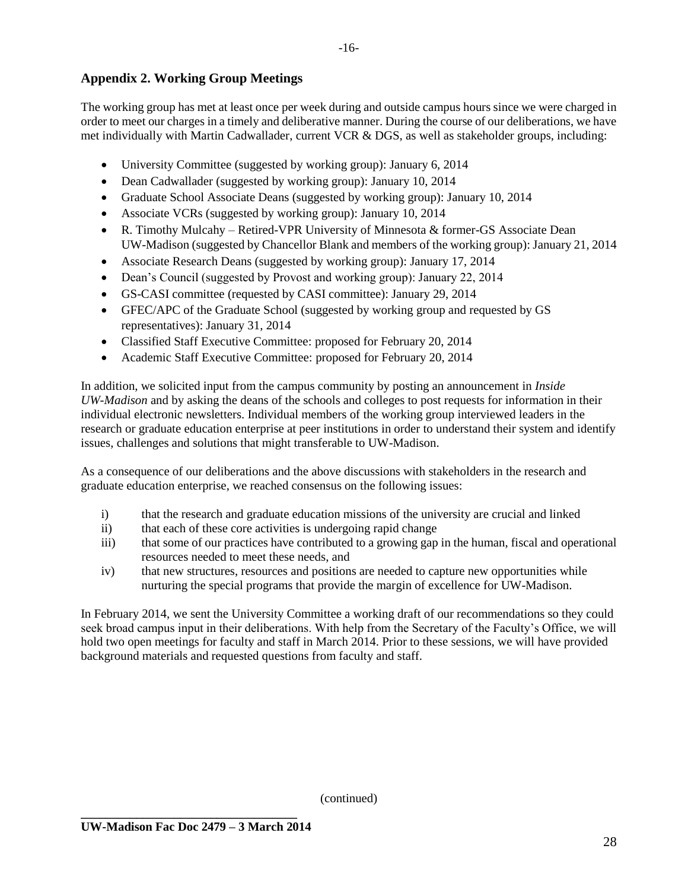## Appendix 2. Working Group Meetings

The working group has met at least once per week during and outside campus hours since we were charged in order to meet our charges in a timely and deliberative manner. During the course of our deliberations, we have met individually with Martin Cadwallader, current VCR & DGS, as well as stakeholder groups, including:

- University Committee (suggested by working group): January 6, 2014
- Dean Cadwallader (suggested by working group): January 10, 2014
- Graduate School Associate Deans (suggested by working group): January 10, 2014
- Associate VCRs (suggested by working group): January 10, 2014
- R. Timothy Mulcahy – Retired-VPR University of Minnesota & former-GS Associate Dean UW-Madison (suggested by Chancellor Blank and members of the working group): January 21, 2014
- Associate Research Deans (suggested by working group): January 17, 2014
- Dean's Council (suggested by Provost and working group): January 22, 2014
- GS-CASI committee (requested by CASI committee): January 29, 2014
- GFEC/APC of the Graduate School (suggested by working group and requested by GS representatives): January 31, 2014
- Classified Staff Executive Committee: proposed for February 20, 2014
- Academic Staff Executive Committee: proposed for February 20, 2014

In addition, we solicited input from the campus community by posting an announcement in *Inside UW-Madison* and by asking the deans of the schools and colleges to post requests for information in their individual electronic newsletters. Individual members of the working group interviewed leaders in the research or graduate education enterprise at peer institutions in order to understand their system and identify issues, challenges and solutions that might transferable to UW-Madison.

As a consequence of our deliberations and the above discussions with stakeholders in the research and graduate education enterprise, we reached consensus on the following issues:

i) that the research and graduate education missions of the university are crucial and linked

ii) that each of these core activities is undergoing rapid change

iii) that some of our practices have contributed to a growing gap in the human, fiscal and operational resources needed to meet these needs, and

iv) that new structures, resources and positions are needed to capture new opportunities while nurturing the special programs that provide the margin of excellence for UW-Madison.

In February 2014, we sent the University Committee a working draft of our recommendations so they could seek broad campus input in their deliberations. With help from the Secretary of the Faculty's Office, we will hold two open meetings for faculty and staff in March 2014. Prior to these sessions, we will have provided background materials and requested questions from faculty and staff.

(continued)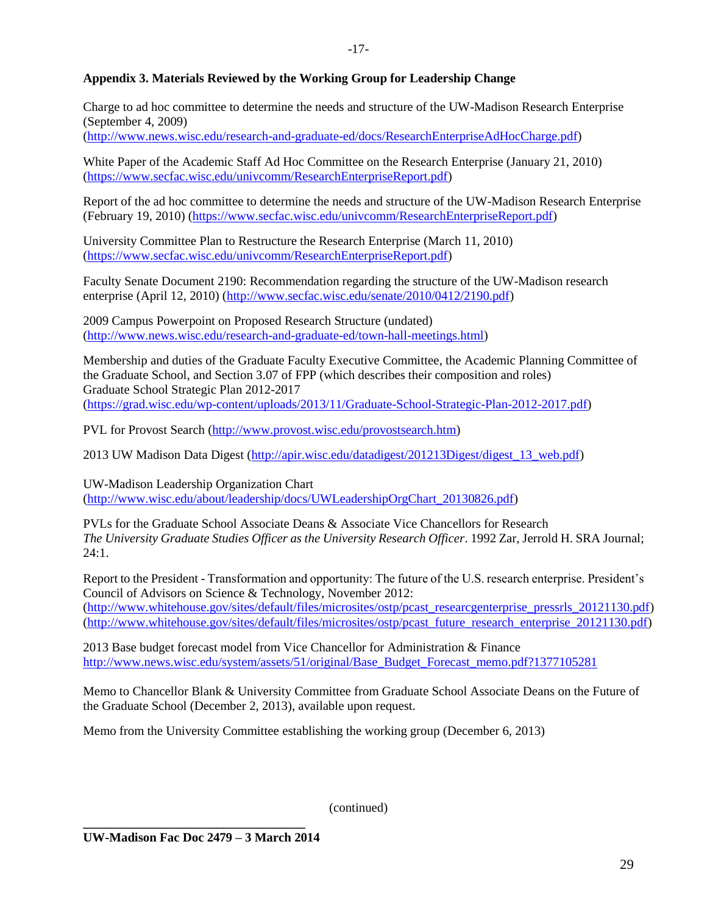## Appendix 3. Materials Reviewed by the Working Group for Leadership Change

Charge to ad hoc committee to determine the needs and structure of the UW-Madison Research Enterprise (September 4, 2009)
(http://www.news.wisc.edu/research-and-graduate-ed/docs/ResearchEnterpriseAdHocCharge.pdf)

White Paper of the Academic Staff Ad Hoc Committee on the Research Enterprise (January 21, 2010)
(https://www.secfac.wisc.edu/univcomm/ResearchEnterpriseReport.pdf)

Report of the ad hoc committee to determine the needs and structure of the UW-Madison Research Enterprise (February 19, 2010) (https://www.secfac.wisc.edu/univcomm/ResearchEnterpriseReport.pdf)

University Committee Plan to Restructure the Research Enterprise (March 11, 2010)
(https://www.secfac.wisc.edu/univcomm/ResearchEnterpriseReport.pdf)

Faculty Senate Document 2190: Recommendation regarding the structure of the UW-Madison research enterprise (April 12, 2010) (http://www.secfac.wisc.edu/senate/2010/0412/2190.pdf)

2009 Campus Powerpoint on Proposed Research Structure (undated)
(http://www.news.wisc.edu/research-and-graduate-ed/town-hall-meetings.html)

Membership and duties of the Graduate Faculty Executive Committee, the Academic Planning Committee of the Graduate School, and Section 3.07 of FPP (which describes their composition and roles)
Graduate School Strategic Plan 2012-2017
(https://grad.wisc.edu/wp-content/uploads/2013/11/Graduate-School-Strategic-Plan-2012-2017.pdf)

PVL for Provost Search (http://www.provost.wisc.edu/provostsearch.htm)

2013 UW Madison Data Digest (http://apir.wisc.edu/datadigest/201213Digest/digest_13_web.pdf)

UW-Madison Leadership Organization Chart
(http://www.wisc.edu/about/leadership/docs/UWLeadershipOrgChart_20130826.pdf)

PVLs for the Graduate School Associate Deans & Associate Vice Chancellors for Research
*The University Graduate Studies Officer as the University Research Officer*. 1992 Zar, Jerrold H. SRA Journal; 24:1.

Report to the President - Transformation and opportunity: The future of the U.S. research enterprise. President's Council of Advisors on Science & Technology, November 2012:
(http://www.whitehouse.gov/sites/default/files/microsites/ostp/pcast_researcgenterprise_pressrls_20121130.pdf)
(http://www.whitehouse.gov/sites/default/files/microsites/ostp/pcast_future_research_enterprise_20121130.pdf)

2013 Base budget forecast model from Vice Chancellor for Administration & Finance
http://www.news.wisc.edu/system/assets/51/original/Base_Budget_Forecast_memo.pdf?1377105281

Memo to Chancellor Blank & University Committee from Graduate School Associate Deans on the Future of the Graduate School (December 2, 2013), available upon request.

Memo from the University Committee establishing the working group (December 6, 2013)

(continued)

**UW-Madison Fac Doc 2479 – 3 March 2014**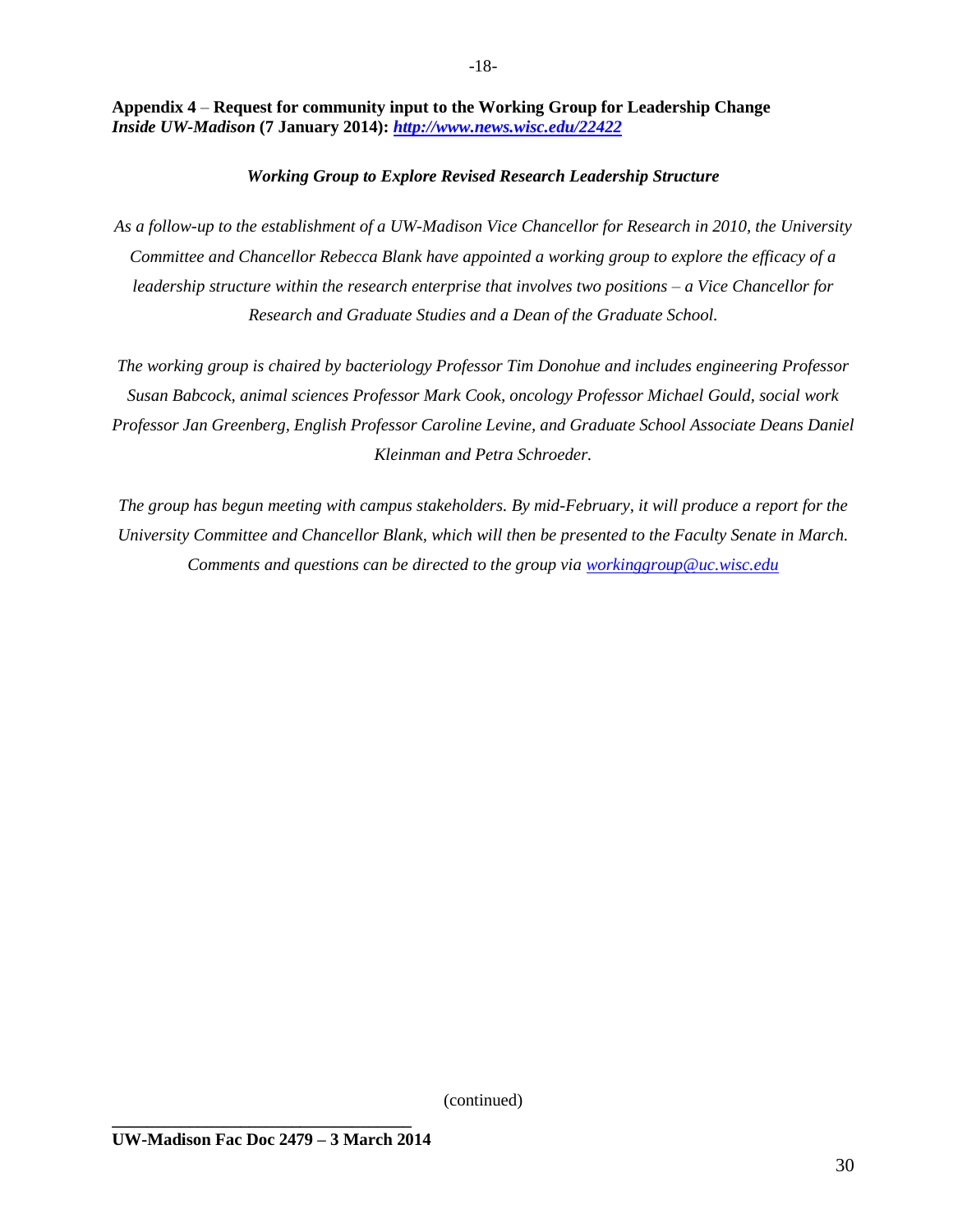**Appendix 4** – **Request for community input to the Working Group for Leadership Change**
***Inside UW-Madison* (7 January 2014): *http://www.news.wisc.edu/22422***

***Working Group to Explore Revised Research Leadership Structure***

*As a follow-up to the establishment of a UW-Madison Vice Chancellor for Research in 2010, the University Committee and Chancellor Rebecca Blank have appointed a working group to explore the efficacy of a leadership structure within the research enterprise that involves two positions – a Vice Chancellor for Research and Graduate Studies and a Dean of the Graduate School.*

*The working group is chaired by bacteriology Professor Tim Donohue and includes engineering Professor Susan Babcock, animal sciences Professor Mark Cook, oncology Professor Michael Gould, social work Professor Jan Greenberg, English Professor Caroline Levine, and Graduate School Associate Deans Daniel Kleinman and Petra Schroeder.*

*The group has begun meeting with campus stakeholders. By mid-February, it will produce a report for the University Committee and Chancellor Blank, which will then be presented to the Faculty Senate in March. Comments and questions can be directed to the group via workinggroup@uc.wisc.edu*

(continued)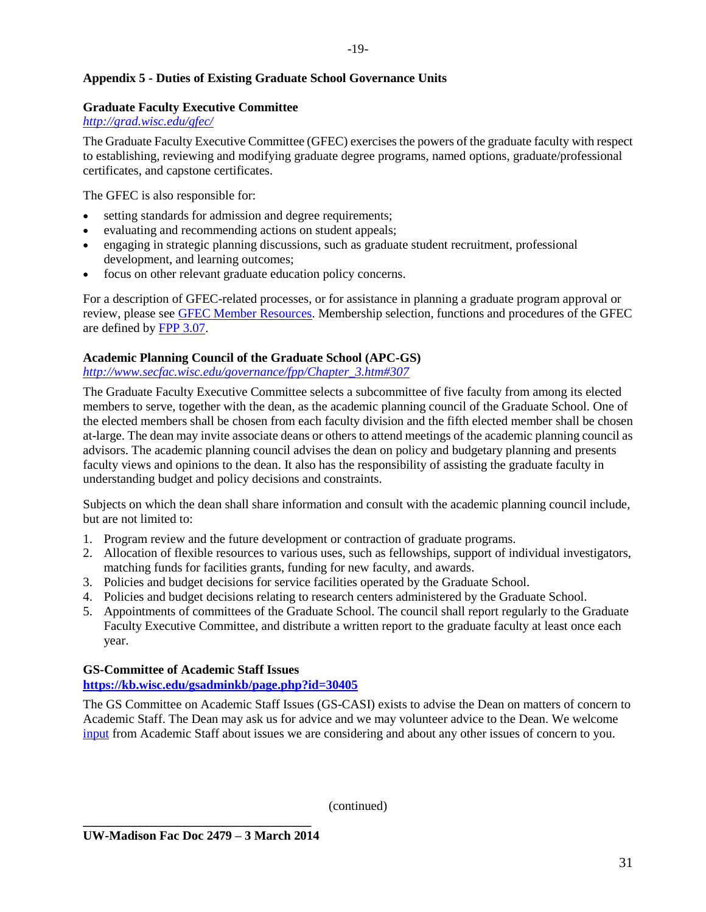## Appendix 5 - Duties of Existing Graduate School Governance Units

### Graduate Faculty Executive Committee

*http://grad.wisc.edu/gfec/*

The Graduate Faculty Executive Committee (GFEC) exercises the powers of the graduate faculty with respect to establishing, reviewing and modifying graduate degree programs, named options, graduate/professional certificates, and capstone certificates.

The GFEC is also responsible for:

- setting standards for admission and degree requirements;
- evaluating and recommending actions on student appeals;
- engaging in strategic planning discussions, such as graduate student recruitment, professional development, and learning outcomes;
- focus on other relevant graduate education policy concerns.

For a description of GFEC-related processes, or for assistance in planning a graduate program approval or review, please see GFEC Member Resources. Membership selection, functions and procedures of the GFEC are defined by FPP 3.07.

### Academic Planning Council of the Graduate School (APC-GS)

*http://www.secfac.wisc.edu/governance/fpp/Chapter_3.htm#307*

The Graduate Faculty Executive Committee selects a subcommittee of five faculty from among its elected members to serve, together with the dean, as the academic planning council of the Graduate School. One of the elected members shall be chosen from each faculty division and the fifth elected member shall be chosen at-large. The dean may invite associate deans or others to attend meetings of the academic planning council as advisors. The academic planning council advises the dean on policy and budgetary planning and presents faculty views and opinions to the dean. It also has the responsibility of assisting the graduate faculty in understanding budget and policy decisions and constraints.

Subjects on which the dean shall share information and consult with the academic planning council include, but are not limited to:

1. Program review and the future development or contraction of graduate programs.
2. Allocation of flexible resources to various uses, such as fellowships, support of individual investigators, matching funds for facilities grants, funding for new faculty, and awards.
3. Policies and budget decisions for service facilities operated by the Graduate School.
4. Policies and budget decisions relating to research centers administered by the Graduate School.
5. Appointments of committees of the Graduate School. The council shall report regularly to the Graduate Faculty Executive Committee, and distribute a written report to the graduate faculty at least once each year.

### GS-Committee of Academic Staff Issues

**https://kb.wisc.edu/gsadminkb/page.php?id=30405**

The GS Committee on Academic Staff Issues (GS-CASI) exists to advise the Dean on matters of concern to Academic Staff. The Dean may ask us for advice and we may volunteer advice to the Dean. We welcome input from Academic Staff about issues we are considering and about any other issues of concern to you.

(continued)

**UW-Madison Fac Doc 2479 – 3 March 2014**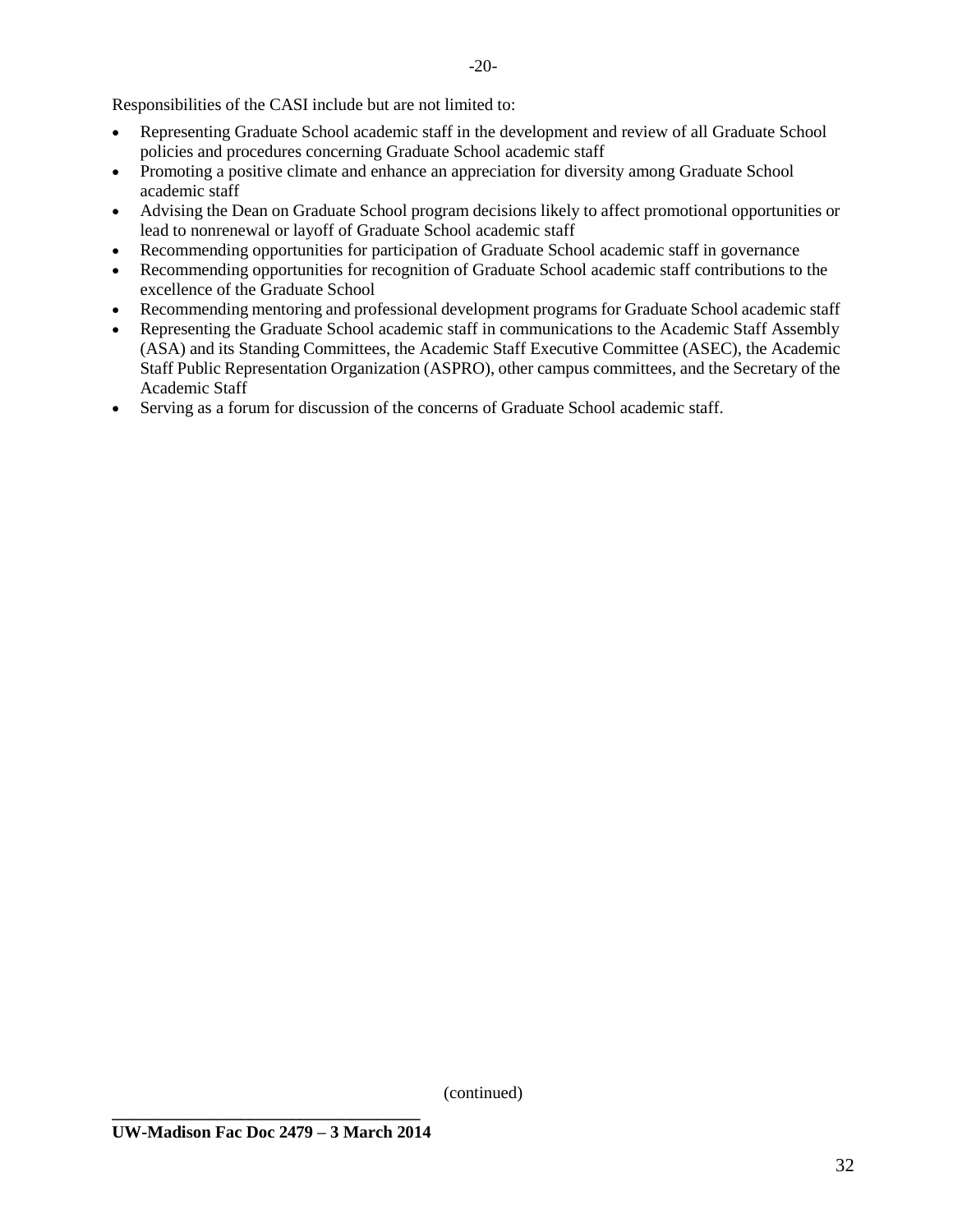Responsibilities of the CASI include but are not limited to:

- Representing Graduate School academic staff in the development and review of all Graduate School policies and procedures concerning Graduate School academic staff
- Promoting a positive climate and enhance an appreciation for diversity among Graduate School academic staff
- Advising the Dean on Graduate School program decisions likely to affect promotional opportunities or lead to nonrenewal or layoff of Graduate School academic staff
- Recommending opportunities for participation of Graduate School academic staff in governance
- Recommending opportunities for recognition of Graduate School academic staff contributions to the excellence of the Graduate School
- Recommending mentoring and professional development programs for Graduate School academic staff
- Representing the Graduate School academic staff in communications to the Academic Staff Assembly (ASA) and its Standing Committees, the Academic Staff Executive Committee (ASEC), the Academic Staff Public Representation Organization (ASPRO), other campus committees, and the Secretary of the Academic Staff
- Serving as a forum for discussion of the concerns of Graduate School academic staff.

(continued)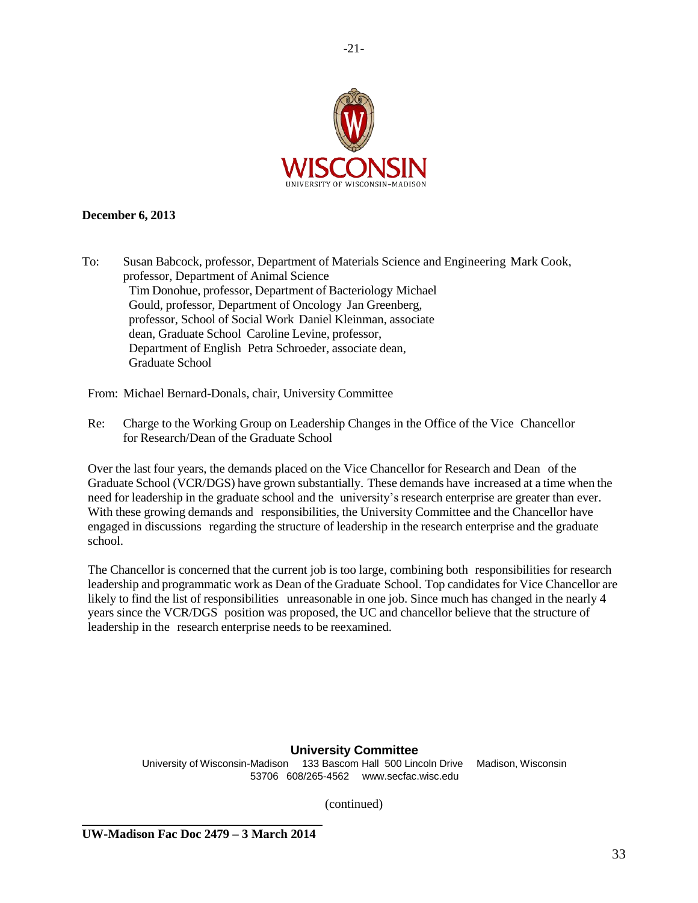**December 6, 2013**

To: Susan Babcock, professor, Department of Materials Science and Engineering
Mark Cook, professor, Department of Animal Science
Tim Donohue, professor, Department of Bacteriology
Michael Gould, professor, Department of Oncology
Jan Greenberg, professor, School of Social Work
Daniel Kleinman, associate dean, Graduate School
Caroline Levine, professor, Department of English
Petra Schroeder, associate dean, Graduate School

From: Michael Bernard-Donals, chair, University Committee

Re: Charge to the Working Group on Leadership Changes in the Office of the Vice Chancellor for Research/Dean of the Graduate School

Over the last four years, the demands placed on the Vice Chancellor for Research and Dean of the Graduate School (VCR/DGS) have grown substantially. These demands have increased at a time when the need for leadership in the graduate school and the university's research enterprise are greater than ever. With these growing demands and responsibilities, the University Committee and the Chancellor have engaged in discussions regarding the structure of leadership in the research enterprise and the graduate school.

The Chancellor is concerned that the current job is too large, combining both responsibilities for research leadership and programmatic work as Dean of the Graduate School. Top candidates for Vice Chancellor are likely to find the list of responsibilities unreasonable in one job. Since much has changed in the nearly 4 years since the VCR/DGS position was proposed, the UC and chancellor believe that the structure of leadership in the research enterprise needs to be reexamined.

**University Committee**
University of Wisconsin-Madison 133 Bascom Hall 500 Lincoln Drive Madison, Wisconsin 53706 608/265-4562 www.secfac.wisc.edu

(continued)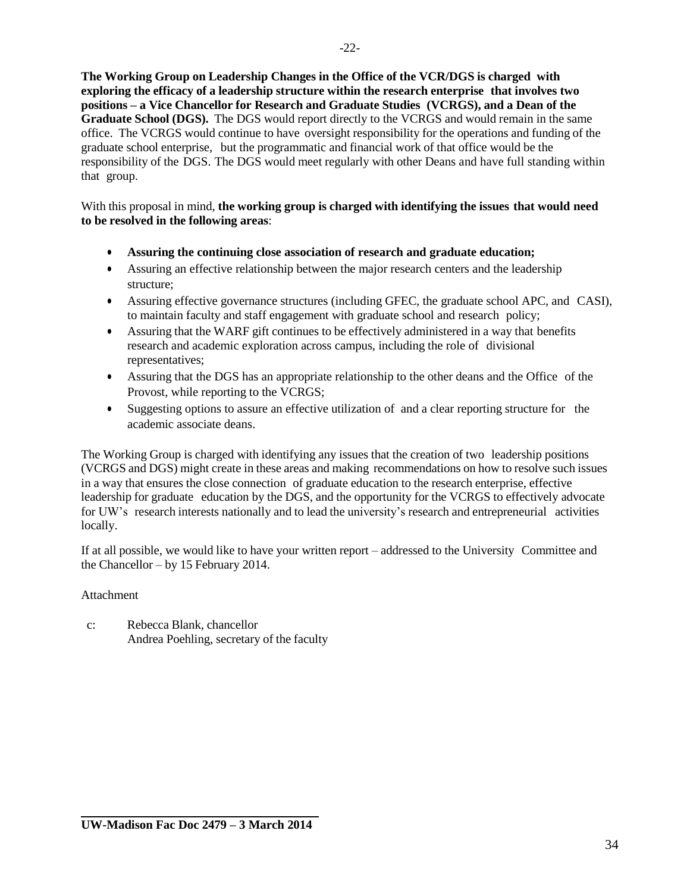**The Working Group on Leadership Changes in the Office of the VCR/DGS is charged with exploring the efficacy of a leadership structure within the research enterprise that involves two positions – a Vice Chancellor for Research and Graduate Studies (VCRGS), and a Dean of the Graduate School (DGS).** The DGS would report directly to the VCRGS and would remain in the same office. The VCRGS would continue to have oversight responsibility for the operations and funding of the graduate school enterprise, but the programmatic and financial work of that office would be the responsibility of the DGS. The DGS would meet regularly with other Deans and have full standing within that group.

With this proposal in mind, **the working group is charged with identifying the issues that would need to be resolved in the following areas**:

- **Assuring the continuing close association of research and graduate education;**
- Assuring an effective relationship between the major research centers and the leadership structure;
- Assuring effective governance structures (including GFEC, the graduate school APC, and CASI), to maintain faculty and staff engagement with graduate school and research policy;
- Assuring that the WARF gift continues to be effectively administered in a way that benefits research and academic exploration across campus, including the role of divisional representatives;
- Assuring that the DGS has an appropriate relationship to the other deans and the Office of the Provost, while reporting to the VCRGS;
- Suggesting options to assure an effective utilization of and a clear reporting structure for the academic associate deans.

The Working Group is charged with identifying any issues that the creation of two leadership positions (VCRGS and DGS) might create in these areas and making recommendations on how to resolve such issues in a way that ensures the close connection of graduate education to the research enterprise, effective leadership for graduate education by the DGS, and the opportunity for the VCRGS to effectively advocate for UW's research interests nationally and to lead the university's research and entrepreneurial activities locally.

If at all possible, we would like to have your written report – addressed to the University Committee and the Chancellor – by 15 February 2014.

Attachment

c: Rebecca Blank, chancellor
Andrea Poehling, secretary of the faculty

**UW-Madison Fac Doc 2479 – 3 March 2014**